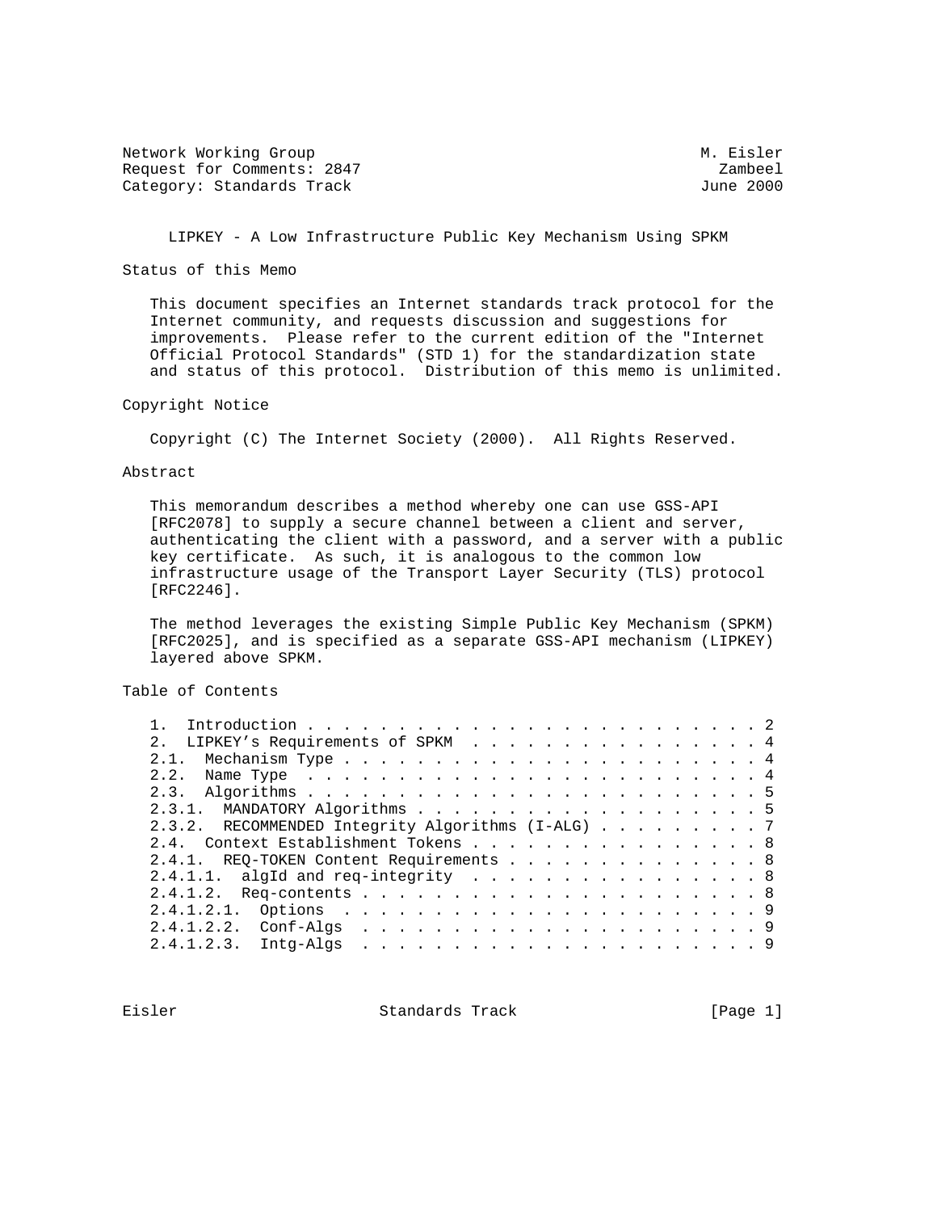Network Working Group M. Eisler
Request for Comments: 2847 Zambeel
Category: Standards Track June 2000

# LIPKEY - A Low Infrastructure Public Key Mechanism Using SPKM

## Status of this Memo

This document specifies an Internet standards track protocol for the Internet community, and requests discussion and suggestions for improvements. Please refer to the current edition of the "Internet Official Protocol Standards" (STD 1) for the standardization state and status of this protocol. Distribution of this memo is unlimited.

## Copyright Notice

Copyright (C) The Internet Society (2000). All Rights Reserved.

## Abstract

This memorandum describes a method whereby one can use GSS-API [RFC2078] to supply a secure channel between a client and server, authenticating the client with a password, and a server with a public key certificate. As such, it is analogous to the common low infrastructure usage of the Transport Layer Security (TLS) protocol [RFC2246].

The method leverages the existing Simple Public Key Mechanism (SPKM) [RFC2025], and is specified as a separate GSS-API mechanism (LIPKEY) layered above SPKM.

## Table of Contents

```
1.  Introduction . . . . . . . . . . . . . . . . . . . . . . . . . 2
2.  LIPKEY's Requirements of SPKM  . . . . . . . . . . . . . . . . 4
2.1.  Mechanism Type . . . . . . . . . . . . . . . . . . . . . . . 4
2.2.  Name Type  . . . . . . . . . . . . . . . . . . . . . . . . . 4
2.3.  Algorithms . . . . . . . . . . . . . . . . . . . . . . . . . 5
2.3.1.  MANDATORY Algorithms . . . . . . . . . . . . . . . . . . . 5
2.3.2.  RECOMMENDED Integrity Algorithms (I-ALG) . . . . . . . . . 7
2.4.  Context Establishment Tokens . . . . . . . . . . . . . . . . 8
2.4.1.  REQ-TOKEN Content Requirements . . . . . . . . . . . . . . 8
2.4.1.1.  algId and req-integrity  . . . . . . . . . . . . . . . . 8
2.4.1.2.  Req-contents . . . . . . . . . . . . . . . . . . . . . . 8
2.4.1.2.1.  Options  . . . . . . . . . . . . . . . . . . . . . . . 9
2.4.1.2.2.  Conf-Algs  . . . . . . . . . . . . . . . . . . . . . . 9
2.4.1.2.3.  Intg-Algs  . . . . . . . . . . . . . . . . . . . . . . 9
```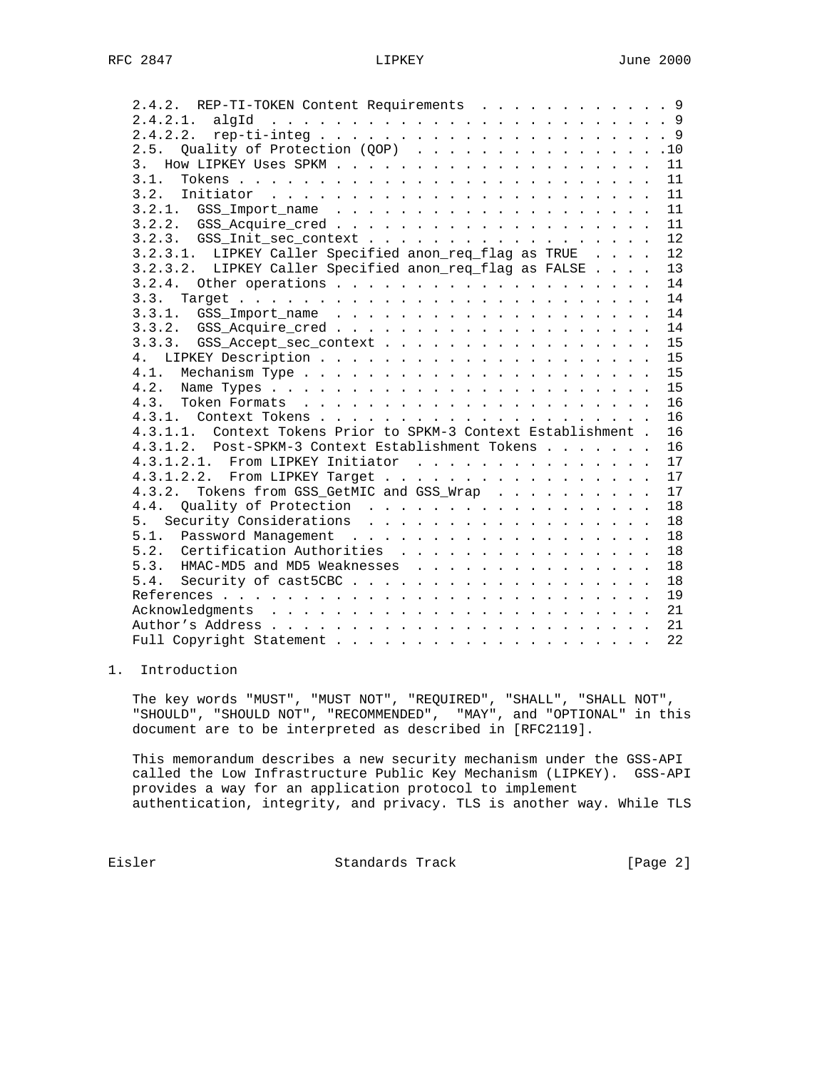2.4.2. REP-TI-TOKEN Content Requirements . . . . . . . . . . . . . 9
2.4.2.1. algId . . . . . . . . . . . . . . . . . . . . . . . . . 9
2.4.2.2. rep-ti-integ . . . . . . . . . . . . . . . . . . . . . . 9
2.5. Quality of Protection (QOP) . . . . . . . . . . . . . . . .10
3. How LIPKEY Uses SPKM . . . . . . . . . . . . . . . . . . . . 11
3.1. Tokens . . . . . . . . . . . . . . . . . . . . . . . . . . 11
3.2. Initiator . . . . . . . . . . . . . . . . . . . . . . . . 11
3.2.1. GSS_Import_name . . . . . . . . . . . . . . . . . . . . 11
3.2.2. GSS_Acquire_cred . . . . . . . . . . . . . . . . . . . . 11
3.2.3. GSS_Init_sec_context . . . . . . . . . . . . . . . . . . 12
3.2.3.1. LIPKEY Caller Specified anon_req_flag as TRUE . . . . 12
3.2.3.2. LIPKEY Caller Specified anon_req_flag as FALSE . . . . 13
3.2.4. Other operations . . . . . . . . . . . . . . . . . . . . 14
3.3. Target . . . . . . . . . . . . . . . . . . . . . . . . . . 14
3.3.1. GSS_Import_name . . . . . . . . . . . . . . . . . . . . 14
3.3.2. GSS_Acquire_cred . . . . . . . . . . . . . . . . . . . . 14
3.3.3. GSS_Accept_sec_context . . . . . . . . . . . . . . . . . 15
4. LIPKEY Description . . . . . . . . . . . . . . . . . . . . . 15
4.1. Mechanism Type . . . . . . . . . . . . . . . . . . . . . . 15
4.2. Name Types . . . . . . . . . . . . . . . . . . . . . . . . 15
4.3. Token Formats . . . . . . . . . . . . . . . . . . . . . . 16
4.3.1. Context Tokens . . . . . . . . . . . . . . . . . . . . . 16
4.3.1.1. Context Tokens Prior to SPKM-3 Context Establishment . 16
4.3.1.2. Post-SPKM-3 Context Establishment Tokens . . . . . . . 16
4.3.1.2.1. From LIPKEY Initiator . . . . . . . . . . . . . . . 17
4.3.1.2.2. From LIPKEY Target . . . . . . . . . . . . . . . . . 17
4.3.2. Tokens from GSS_GetMIC and GSS_Wrap . . . . . . . . . . 17
4.4. Quality of Protection . . . . . . . . . . . . . . . . . . 18
5. Security Considerations . . . . . . . . . . . . . . . . . . 18
5.1. Password Management . . . . . . . . . . . . . . . . . . . 18
5.2. Certification Authorities . . . . . . . . . . . . . . . . 18
5.3. HMAC-MD5 and MD5 Weaknesses . . . . . . . . . . . . . . . 18
5.4. Security of cast5CBC . . . . . . . . . . . . . . . . . . . 18
References . . . . . . . . . . . . . . . . . . . . . . . . . . 19
Acknowledgments . . . . . . . . . . . . . . . . . . . . . . . . 21
Author's Address . . . . . . . . . . . . . . . . . . . . . . . 21
Full Copyright Statement . . . . . . . . . . . . . . . . . . . 22

# 1. Introduction

The key words "MUST", "MUST NOT", "REQUIRED", "SHALL", "SHALL NOT", "SHOULD", "SHOULD NOT", "RECOMMENDED", "MAY", and "OPTIONAL" in this document are to be interpreted as described in [RFC2119].

This memorandum describes a new security mechanism under the GSS-API called the Low Infrastructure Public Key Mechanism (LIPKEY). GSS-API provides a way for an application protocol to implement authentication, integrity, and privacy. TLS is another way. While TLS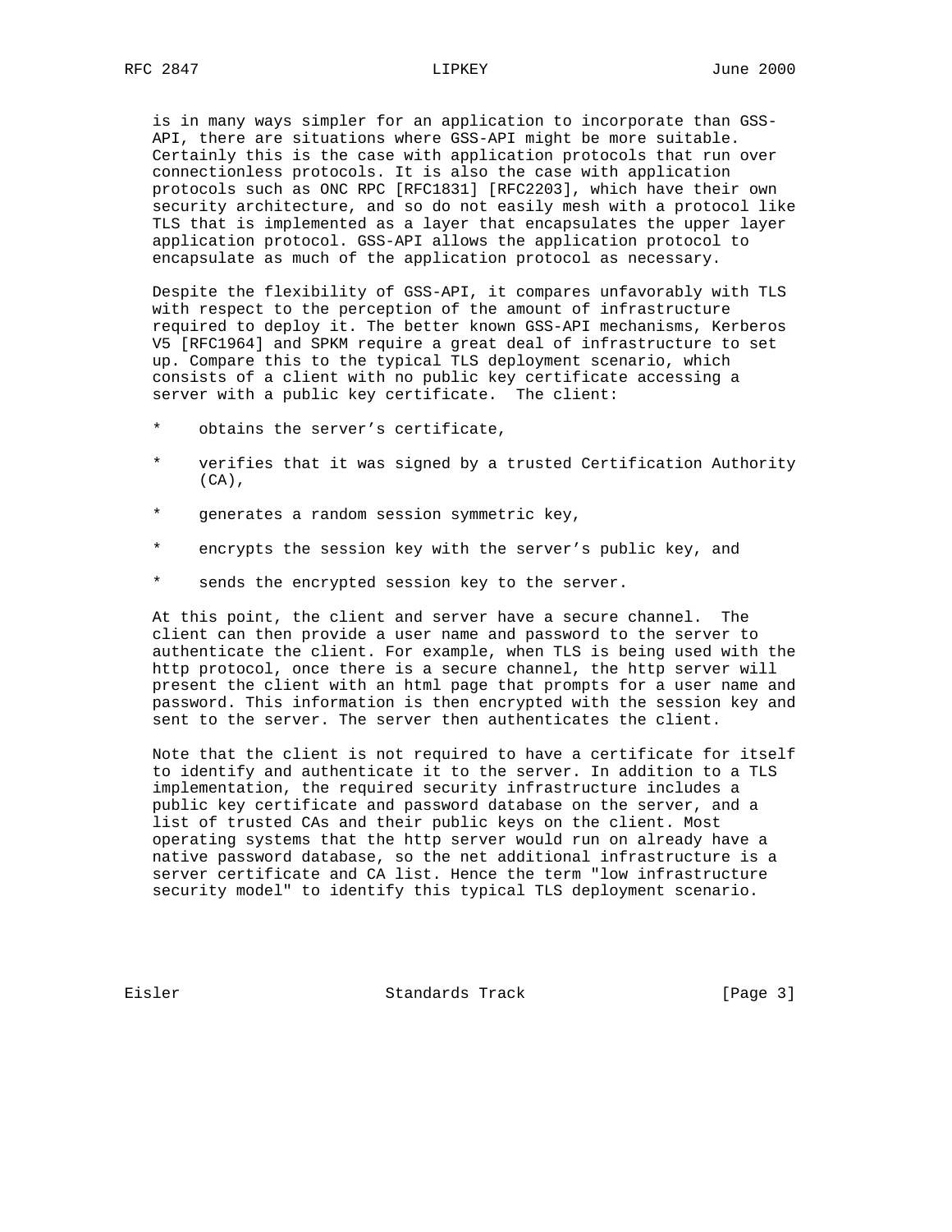is in many ways simpler for an application to incorporate than GSS-API, there are situations where GSS-API might be more suitable. Certainly this is the case with application protocols that run over connectionless protocols. It is also the case with application protocols such as ONC RPC [RFC1831] [RFC2203], which have their own security architecture, and so do not easily mesh with a protocol like TLS that is implemented as a layer that encapsulates the upper layer application protocol. GSS-API allows the application protocol to encapsulate as much of the application protocol as necessary.

Despite the flexibility of GSS-API, it compares unfavorably with TLS with respect to the perception of the amount of infrastructure required to deploy it. The better known GSS-API mechanisms, Kerberos V5 [RFC1964] and SPKM require a great deal of infrastructure to set up. Compare this to the typical TLS deployment scenario, which consists of a client with no public key certificate accessing a server with a public key certificate. The client:

* obtains the server's certificate,

* verifies that it was signed by a trusted Certification Authority (CA),

* generates a random session symmetric key,

* encrypts the session key with the server's public key, and

* sends the encrypted session key to the server.

At this point, the client and server have a secure channel. The client can then provide a user name and password to the server to authenticate the client. For example, when TLS is being used with the http protocol, once there is a secure channel, the http server will present the client with an html page that prompts for a user name and password. This information is then encrypted with the session key and sent to the server. The server then authenticates the client.

Note that the client is not required to have a certificate for itself to identify and authenticate it to the server. In addition to a TLS implementation, the required security infrastructure includes a public key certificate and password database on the server, and a list of trusted CAs and their public keys on the client. Most operating systems that the http server would run on already have a native password database, so the net additional infrastructure is a server certificate and CA list. Hence the term "low infrastructure security model" to identify this typical TLS deployment scenario.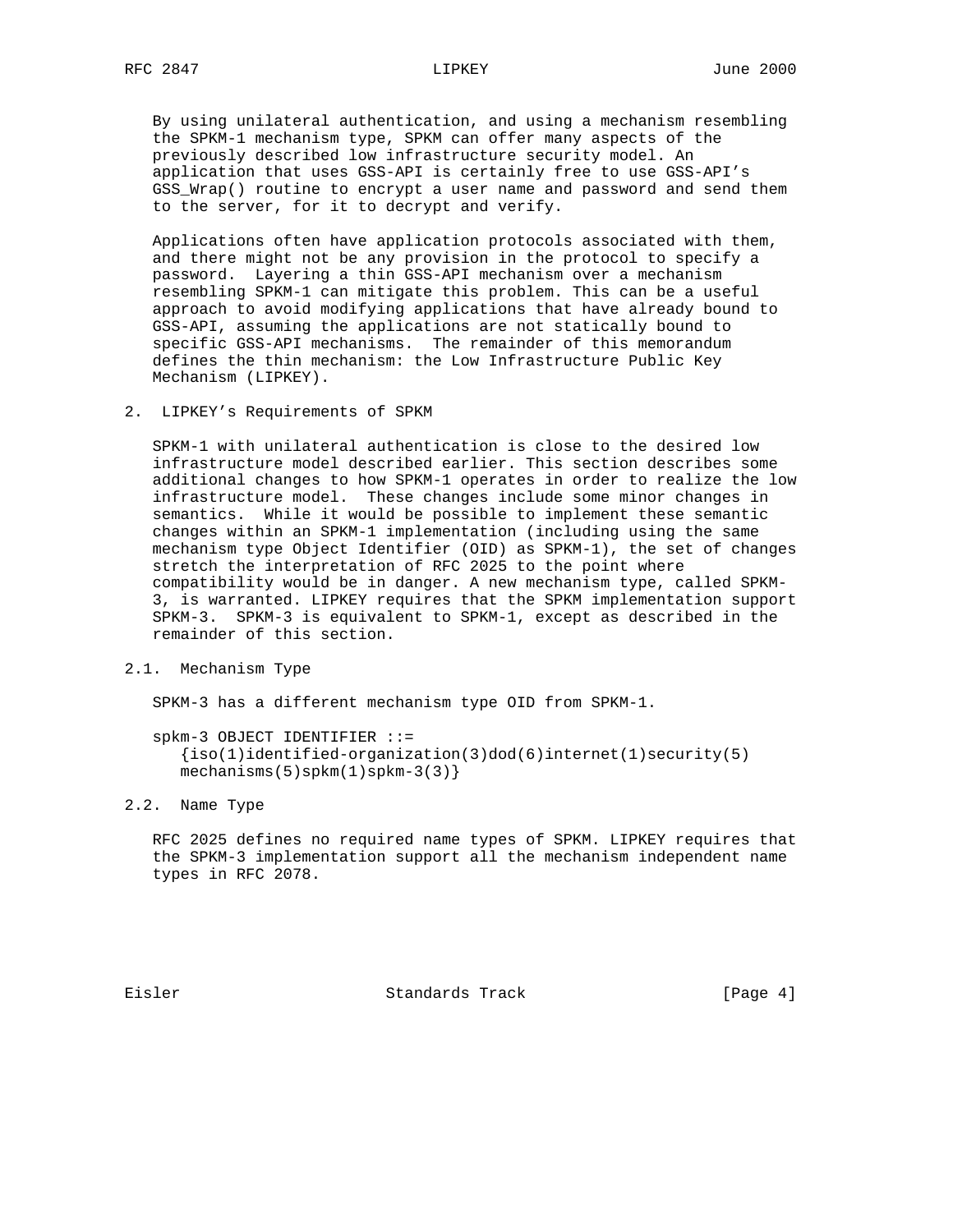By using unilateral authentication, and using a mechanism resembling the SPKM-1 mechanism type, SPKM can offer many aspects of the previously described low infrastructure security model. An application that uses GSS-API is certainly free to use GSS-API's GSS_Wrap() routine to encrypt a user name and password and send them to the server, for it to decrypt and verify.

Applications often have application protocols associated with them, and there might not be any provision in the protocol to specify a password. Layering a thin GSS-API mechanism over a mechanism resembling SPKM-1 can mitigate this problem. This can be a useful approach to avoid modifying applications that have already bound to GSS-API, assuming the applications are not statically bound to specific GSS-API mechanisms. The remainder of this memorandum defines the thin mechanism: the Low Infrastructure Public Key Mechanism (LIPKEY).

## 2. LIPKEY's Requirements of SPKM

SPKM-1 with unilateral authentication is close to the desired low infrastructure model described earlier. This section describes some additional changes to how SPKM-1 operates in order to realize the low infrastructure model. These changes include some minor changes in semantics. While it would be possible to implement these semantic changes within an SPKM-1 implementation (including using the same mechanism type Object Identifier (OID) as SPKM-1), the set of changes stretch the interpretation of RFC 2025 to the point where compatibility would be in danger. A new mechanism type, called SPKM-3, is warranted. LIPKEY requires that the SPKM implementation support SPKM-3. SPKM-3 is equivalent to SPKM-1, except as described in the remainder of this section.

### 2.1. Mechanism Type

SPKM-3 has a different mechanism type OID from SPKM-1.

```
spkm-3 OBJECT IDENTIFIER ::=
   {iso(1)identified-organization(3)dod(6)internet(1)security(5)
   mechanisms(5)spkm(1)spkm-3(3)}
```

### 2.2. Name Type

RFC 2025 defines no required name types of SPKM. LIPKEY requires that the SPKM-3 implementation support all the mechanism independent name types in RFC 2078.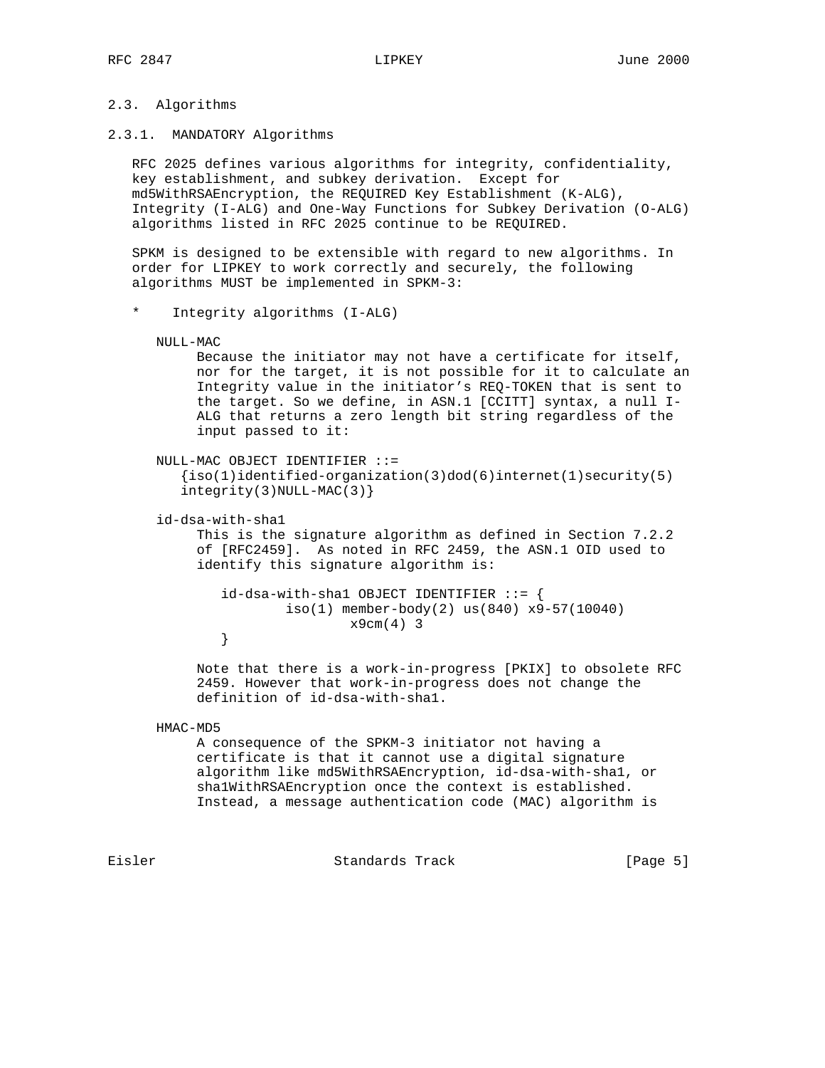### 2.3. Algorithms

#### 2.3.1. MANDATORY Algorithms

RFC 2025 defines various algorithms for integrity, confidentiality, key establishment, and subkey derivation. Except for md5WithRSAEncryption, the REQUIRED Key Establishment (K-ALG), Integrity (I-ALG) and One-Way Functions for Subkey Derivation (O-ALG) algorithms listed in RFC 2025 continue to be REQUIRED.

SPKM is designed to be extensible with regard to new algorithms. In order for LIPKEY to work correctly and securely, the following algorithms MUST be implemented in SPKM-3:

* Integrity algorithms (I-ALG)

  NULL-MAC
  : Because the initiator may not have a certificate for itself, nor for the target, it is not possible for it to calculate an Integrity value in the initiator's REQ-TOKEN that is sent to the target. So we define, in ASN.1 [CCITT] syntax, a null I-ALG that returns a zero length bit string regardless of the input passed to it:

  ```
  NULL-MAC OBJECT IDENTIFIER ::=
     {iso(1)identified-organization(3)dod(6)internet(1)security(5)
     integrity(3)NULL-MAC(3)}
  ```

  id-dsa-with-sha1
  : This is the signature algorithm as defined in Section 7.2.2 of [RFC2459]. As noted in RFC 2459, the ASN.1 OID used to identify this signature algorithm is:

  ```
  id-dsa-with-sha1 OBJECT IDENTIFIER ::= {
          iso(1) member-body(2) us(840) x9-57(10040)
                  x9cm(4) 3
  }
  ```

  Note that there is a work-in-progress [PKIX] to obsolete RFC 2459. However that work-in-progress does not change the definition of id-dsa-with-sha1.

  HMAC-MD5
  : A consequence of the SPKM-3 initiator not having a certificate is that it cannot use a digital signature algorithm like md5WithRSAEncryption, id-dsa-with-sha1, or sha1WithRSAEncryption once the context is established. Instead, a message authentication code (MAC) algorithm is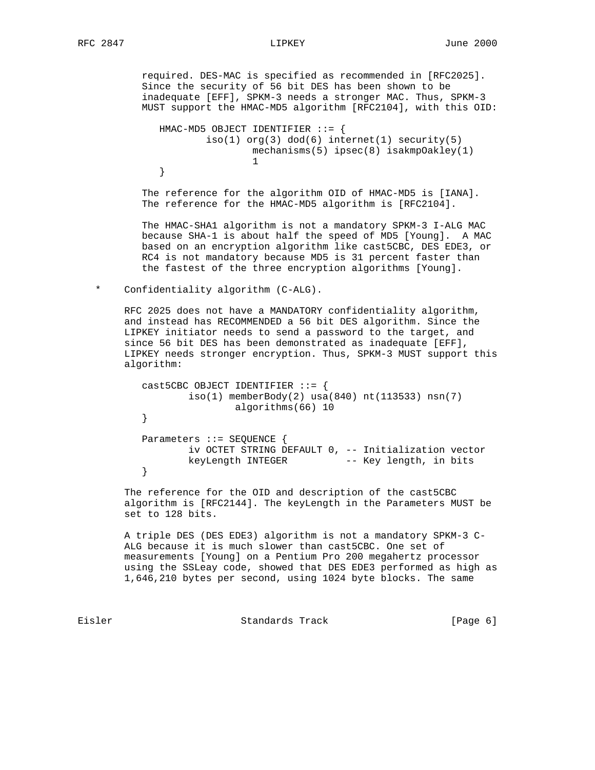required. DES-MAC is specified as recommended in [RFC2025]. Since the security of 56 bit DES has been shown to be inadequate [EFF], SPKM-3 needs a stronger MAC. Thus, SPKM-3 MUST support the HMAC-MD5 algorithm [RFC2104], with this OID:

```
HMAC-MD5 OBJECT IDENTIFIER ::= {
        iso(1) org(3) dod(6) internet(1) security(5)
                mechanisms(5) ipsec(8) isakmpOakley(1)
                1
}
```

The reference for the algorithm OID of HMAC-MD5 is [IANA]. The reference for the HMAC-MD5 algorithm is [RFC2104].

The HMAC-SHA1 algorithm is not a mandatory SPKM-3 I-ALG MAC because SHA-1 is about half the speed of MD5 [Young]. A MAC based on an encryption algorithm like cast5CBC, DES EDE3, or RC4 is not mandatory because MD5 is 31 percent faster than the fastest of the three encryption algorithms [Young].

* Confidentiality algorithm (C-ALG).

  RFC 2025 does not have a MANDATORY confidentiality algorithm, and instead has RECOMMENDED a 56 bit DES algorithm. Since the LIPKEY initiator needs to send a password to the target, and since 56 bit DES has been demonstrated as inadequate [EFF], LIPKEY needs stronger encryption. Thus, SPKM-3 MUST support this algorithm:

```
cast5CBC OBJECT IDENTIFIER ::= {
        iso(1) memberBody(2) usa(840) nt(113533) nsn(7)
                algorithms(66) 10
}

Parameters ::= SEQUENCE {
        iv OCTET STRING DEFAULT 0, -- Initialization vector
        keyLength INTEGER          -- Key length, in bits
}
```

  The reference for the OID and description of the cast5CBC algorithm is [RFC2144]. The keyLength in the Parameters MUST be set to 128 bits.

  A triple DES (DES EDE3) algorithm is not a mandatory SPKM-3 C-ALG because it is much slower than cast5CBC. One set of measurements [Young] on a Pentium Pro 200 megahertz processor using the SSLeay code, showed that DES EDE3 performed as high as 1,646,210 bytes per second, using 1024 byte blocks. The same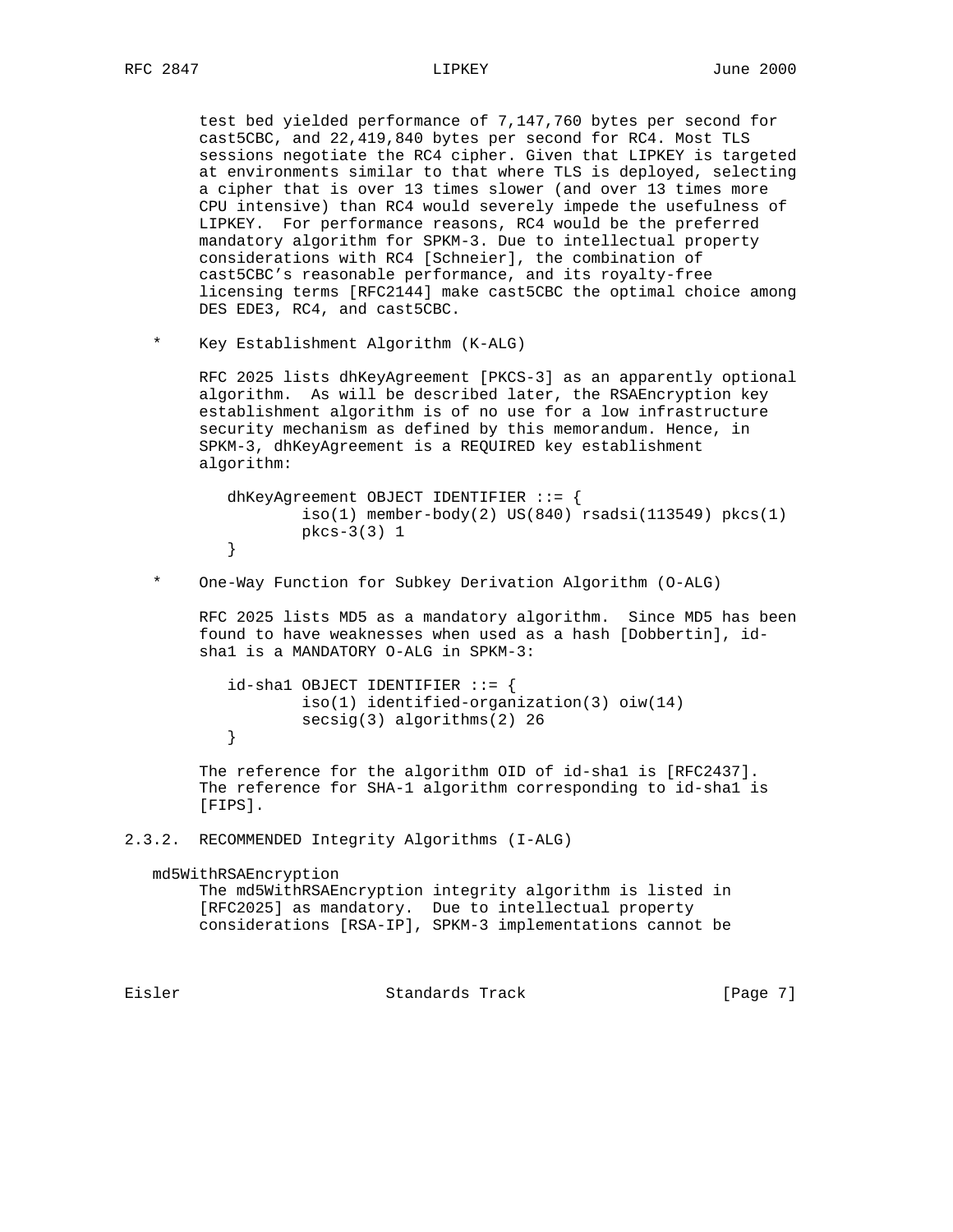test bed yielded performance of 7,147,760 bytes per second for cast5CBC, and 22,419,840 bytes per second for RC4. Most TLS sessions negotiate the RC4 cipher. Given that LIPKEY is targeted at environments similar to that where TLS is deployed, selecting a cipher that is over 13 times slower (and over 13 times more CPU intensive) than RC4 would severely impede the usefulness of LIPKEY. For performance reasons, RC4 would be the preferred mandatory algorithm for SPKM-3. Due to intellectual property considerations with RC4 [Schneier], the combination of cast5CBC's reasonable performance, and its royalty-free licensing terms [RFC2144] make cast5CBC the optimal choice among DES EDE3, RC4, and cast5CBC.

* Key Establishment Algorithm (K-ALG)

  RFC 2025 lists dhKeyAgreement [PKCS-3] as an apparently optional algorithm. As will be described later, the RSAEncryption key establishment algorithm is of no use for a low infrastructure security mechanism as defined by this memorandum. Hence, in SPKM-3, dhKeyAgreement is a REQUIRED key establishment algorithm:

```
dhKeyAgreement OBJECT IDENTIFIER ::= {
        iso(1) member-body(2) US(840) rsadsi(113549) pkcs(1)
        pkcs-3(3) 1
}
```

* One-Way Function for Subkey Derivation Algorithm (O-ALG)

  RFC 2025 lists MD5 as a mandatory algorithm. Since MD5 has been found to have weaknesses when used as a hash [Dobbertin], id-sha1 is a MANDATORY O-ALG in SPKM-3:

```
id-sha1 OBJECT IDENTIFIER ::= {
        iso(1) identified-organization(3) oiw(14)
        secsig(3) algorithms(2) 26
}
```

  The reference for the algorithm OID of id-sha1 is [RFC2437]. The reference for SHA-1 algorithm corresponding to id-sha1 is [FIPS].

### 2.3.2. RECOMMENDED Integrity Algorithms (I-ALG)

md5WithRSAEncryption

The md5WithRSAEncryption integrity algorithm is listed in [RFC2025] as mandatory. Due to intellectual property considerations [RSA-IP], SPKM-3 implementations cannot be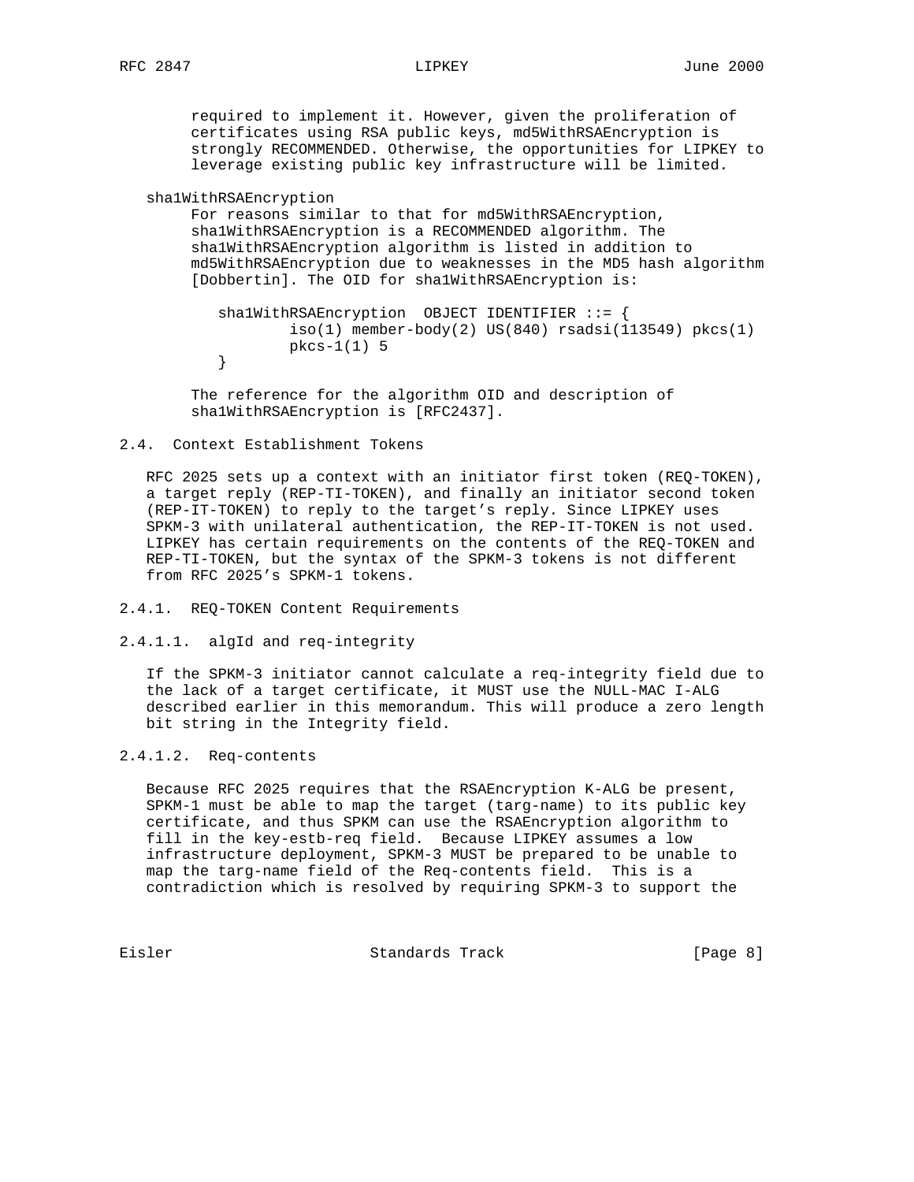required to implement it. However, given the proliferation of certificates using RSA public keys, md5WithRSAEncryption is strongly RECOMMENDED. Otherwise, the opportunities for LIPKEY to leverage existing public key infrastructure will be limited.

sha1WithRSAEncryption

For reasons similar to that for md5WithRSAEncryption, sha1WithRSAEncryption is a RECOMMENDED algorithm. The sha1WithRSAEncryption algorithm is listed in addition to md5WithRSAEncryption due to weaknesses in the MD5 hash algorithm [Dobbertin]. The OID for sha1WithRSAEncryption is:

```
sha1WithRSAEncryption  OBJECT IDENTIFIER ::= {
        iso(1) member-body(2) US(840) rsadsi(113549) pkcs(1)
        pkcs-1(1) 5
}
```

The reference for the algorithm OID and description of sha1WithRSAEncryption is [RFC2437].

## 2.4. Context Establishment Tokens

RFC 2025 sets up a context with an initiator first token (REQ-TOKEN), a target reply (REP-TI-TOKEN), and finally an initiator second token (REP-IT-TOKEN) to reply to the target's reply. Since LIPKEY uses SPKM-3 with unilateral authentication, the REP-IT-TOKEN is not used. LIPKEY has certain requirements on the contents of the REQ-TOKEN and REP-TI-TOKEN, but the syntax of the SPKM-3 tokens is not different from RFC 2025's SPKM-1 tokens.

### 2.4.1. REQ-TOKEN Content Requirements

#### 2.4.1.1. algId and req-integrity

If the SPKM-3 initiator cannot calculate a req-integrity field due to the lack of a target certificate, it MUST use the NULL-MAC I-ALG described earlier in this memorandum. This will produce a zero length bit string in the Integrity field.

#### 2.4.1.2. Req-contents

Because RFC 2025 requires that the RSAEncryption K-ALG be present, SPKM-1 must be able to map the target (targ-name) to its public key certificate, and thus SPKM can use the RSAEncryption algorithm to fill in the key-estb-req field. Because LIPKEY assumes a low infrastructure deployment, SPKM-3 MUST be prepared to be unable to map the targ-name field of the Req-contents field. This is a contradiction which is resolved by requiring SPKM-3 to support the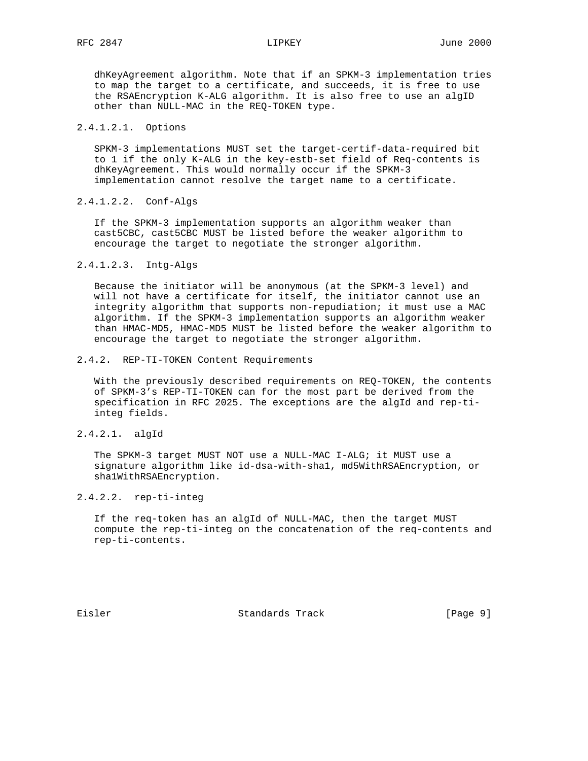dhKeyAgreement algorithm. Note that if an SPKM-3 implementation tries to map the target to a certificate, and succeeds, it is free to use the RSAEncryption K-ALG algorithm. It is also free to use an algID other than NULL-MAC in the REQ-TOKEN type.

#### 2.4.1.2.1. Options

SPKM-3 implementations MUST set the target-certif-data-required bit to 1 if the only K-ALG in the key-estb-set field of Req-contents is dhKeyAgreement. This would normally occur if the SPKM-3 implementation cannot resolve the target name to a certificate.

#### 2.4.1.2.2. Conf-Algs

If the SPKM-3 implementation supports an algorithm weaker than cast5CBC, cast5CBC MUST be listed before the weaker algorithm to encourage the target to negotiate the stronger algorithm.

#### 2.4.1.2.3. Intg-Algs

Because the initiator will be anonymous (at the SPKM-3 level) and will not have a certificate for itself, the initiator cannot use an integrity algorithm that supports non-repudiation; it must use a MAC algorithm. If the SPKM-3 implementation supports an algorithm weaker than HMAC-MD5, HMAC-MD5 MUST be listed before the weaker algorithm to encourage the target to negotiate the stronger algorithm.

### 2.4.2. REP-TI-TOKEN Content Requirements

With the previously described requirements on REQ-TOKEN, the contents of SPKM-3's REP-TI-TOKEN can for the most part be derived from the specification in RFC 2025. The exceptions are the algId and rep-ti-integ fields.

#### 2.4.2.1. algId

The SPKM-3 target MUST NOT use a NULL-MAC I-ALG; it MUST use a signature algorithm like id-dsa-with-sha1, md5WithRSAEncryption, or sha1WithRSAEncryption.

#### 2.4.2.2. rep-ti-integ

If the req-token has an algId of NULL-MAC, then the target MUST compute the rep-ti-integ on the concatenation of the req-contents and rep-ti-contents.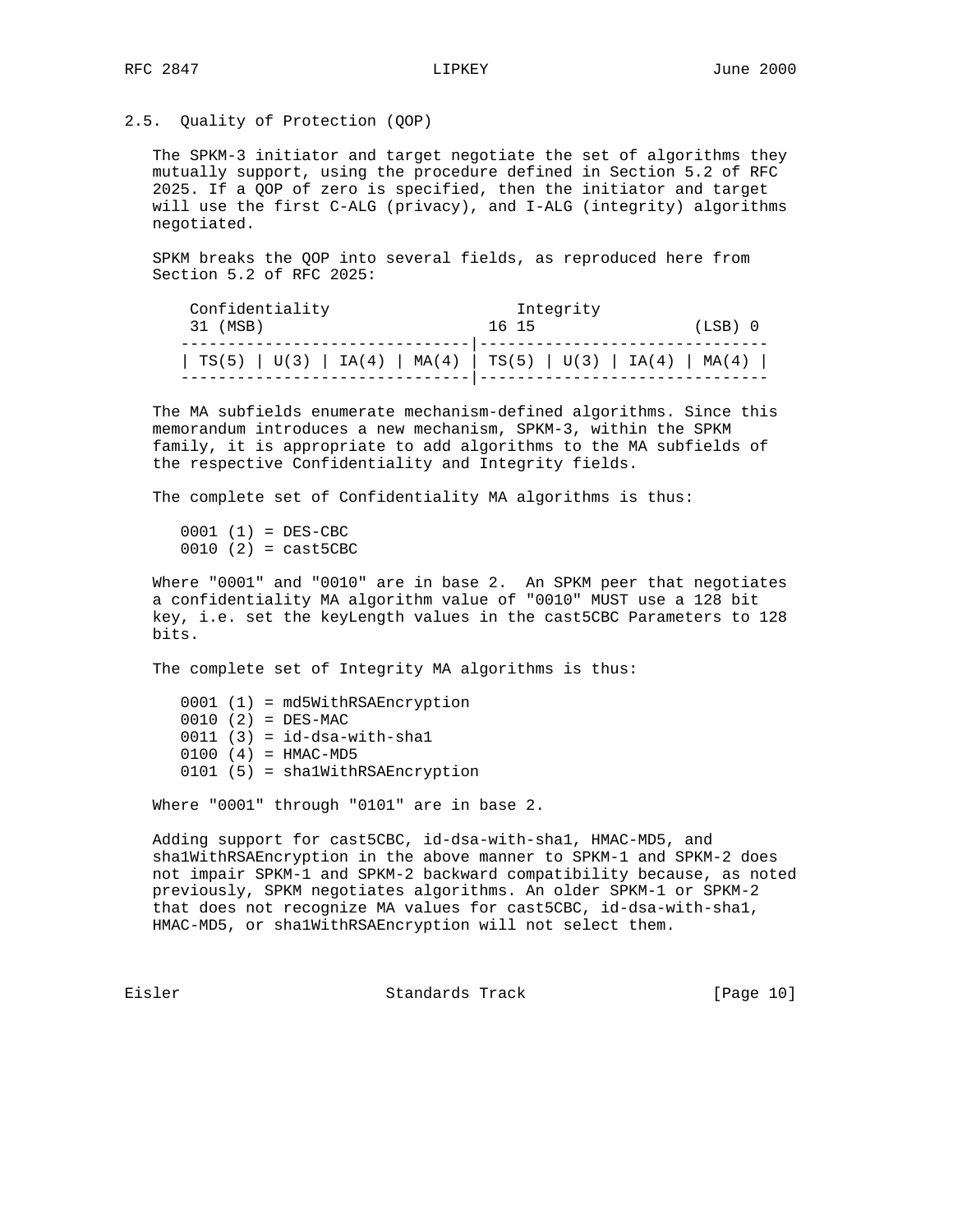## 2.5. Quality of Protection (QOP)

The SPKM-3 initiator and target negotiate the set of algorithms they mutually support, using the procedure defined in Section 5.2 of RFC 2025. If a QOP of zero is specified, then the initiator and target will use the first C-ALG (privacy), and I-ALG (integrity) algorithms negotiated.

SPKM breaks the QOP into several fields, as reproduced here from Section 5.2 of RFC 2025:

```
 Confidentiality                    Integrity
 31 (MSB)                        16 15                 (LSB) 0
-------------------------------|-------------------------------
| TS(5) | U(3) | IA(4) | MA(4) | TS(5) | U(3) | IA(4) | MA(4) |
-------------------------------|-------------------------------
```

The MA subfields enumerate mechanism-defined algorithms. Since this memorandum introduces a new mechanism, SPKM-3, within the SPKM family, it is appropriate to add algorithms to the MA subfields of the respective Confidentiality and Integrity fields.

The complete set of Confidentiality MA algorithms is thus:

```
0001 (1) = DES-CBC
0010 (2) = cast5CBC
```

Where "0001" and "0010" are in base 2. An SPKM peer that negotiates a confidentiality MA algorithm value of "0010" MUST use a 128 bit key, i.e. set the keyLength values in the cast5CBC Parameters to 128 bits.

The complete set of Integrity MA algorithms is thus:

```
0001 (1) = md5WithRSAEncryption
0010 (2) = DES-MAC
0011 (3) = id-dsa-with-sha1
0100 (4) = HMAC-MD5
0101 (5) = sha1WithRSAEncryption
```

Where "0001" through "0101" are in base 2.

Adding support for cast5CBC, id-dsa-with-sha1, HMAC-MD5, and sha1WithRSAEncryption in the above manner to SPKM-1 and SPKM-2 does not impair SPKM-1 and SPKM-2 backward compatibility because, as noted previously, SPKM negotiates algorithms. An older SPKM-1 or SPKM-2 that does not recognize MA values for cast5CBC, id-dsa-with-sha1, HMAC-MD5, or sha1WithRSAEncryption will not select them.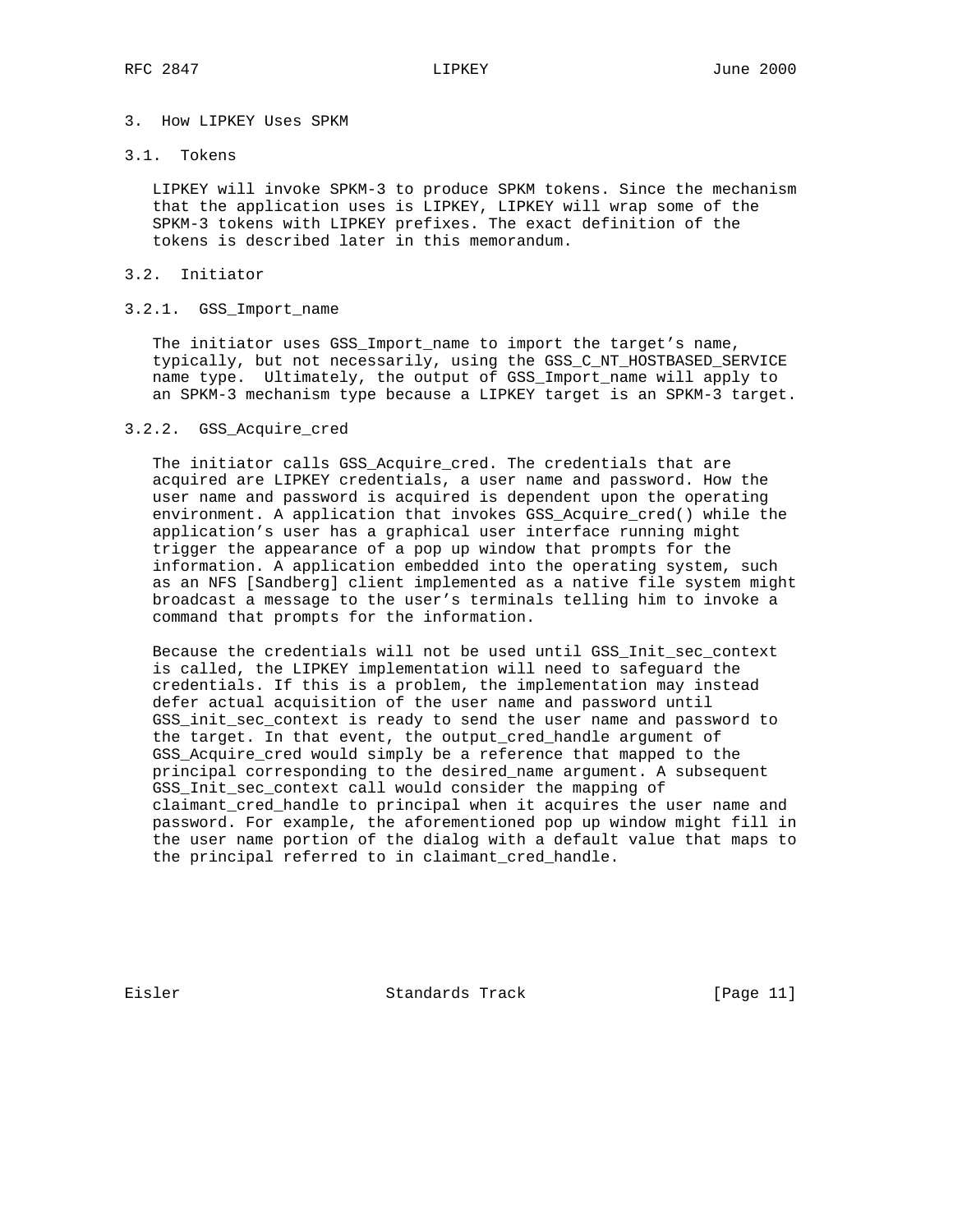## 3. How LIPKEY Uses SPKM

### 3.1. Tokens

LIPKEY will invoke SPKM-3 to produce SPKM tokens. Since the mechanism that the application uses is LIPKEY, LIPKEY will wrap some of the SPKM-3 tokens with LIPKEY prefixes. The exact definition of the tokens is described later in this memorandum.

### 3.2. Initiator

#### 3.2.1. GSS_Import_name

The initiator uses GSS_Import_name to import the target's name, typically, but not necessarily, using the GSS_C_NT_HOSTBASED_SERVICE name type. Ultimately, the output of GSS_Import_name will apply to an SPKM-3 mechanism type because a LIPKEY target is an SPKM-3 target.

#### 3.2.2. GSS_Acquire_cred

The initiator calls GSS_Acquire_cred. The credentials that are acquired are LIPKEY credentials, a user name and password. How the user name and password is acquired is dependent upon the operating environment. A application that invokes GSS_Acquire_cred() while the application's user has a graphical user interface running might trigger the appearance of a pop up window that prompts for the information. A application embedded into the operating system, such as an NFS [Sandberg] client implemented as a native file system might broadcast a message to the user's terminals telling him to invoke a command that prompts for the information.

Because the credentials will not be used until GSS_Init_sec_context is called, the LIPKEY implementation will need to safeguard the credentials. If this is a problem, the implementation may instead defer actual acquisition of the user name and password until GSS_init_sec_context is ready to send the user name and password to the target. In that event, the output_cred_handle argument of GSS_Acquire_cred would simply be a reference that mapped to the principal corresponding to the desired_name argument. A subsequent GSS_Init_sec_context call would consider the mapping of claimant_cred_handle to principal when it acquires the user name and password. For example, the aforementioned pop up window might fill in the user name portion of the dialog with a default value that maps to the principal referred to in claimant_cred_handle.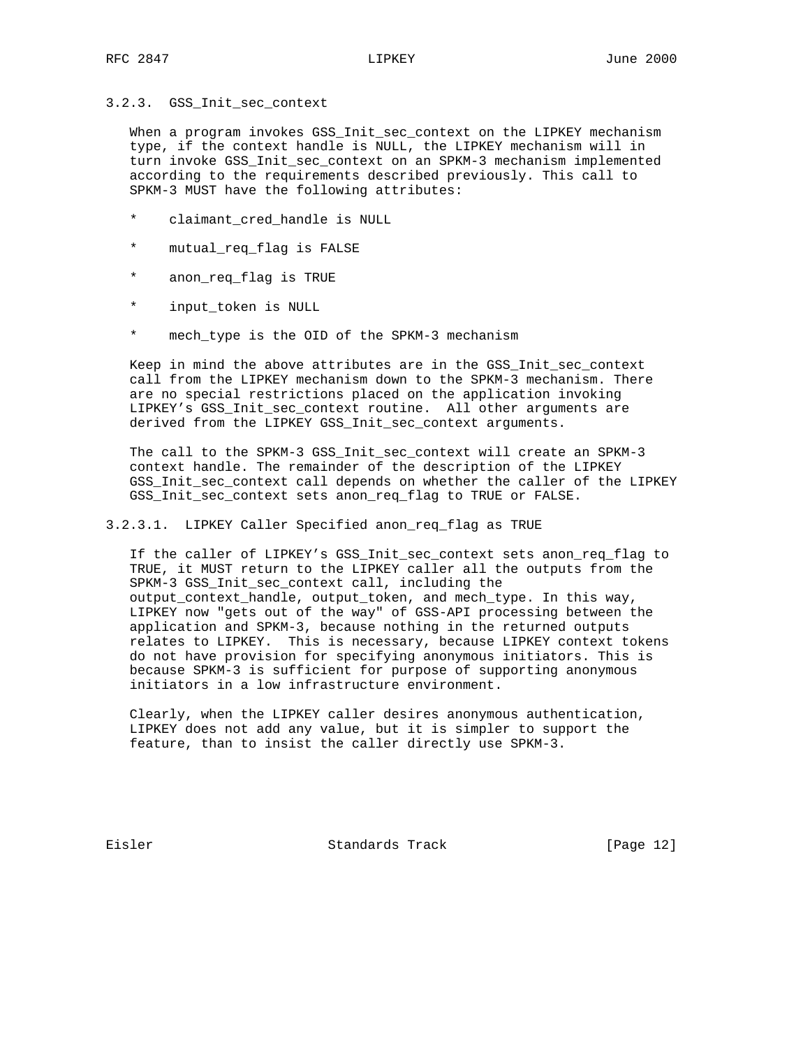### 3.2.3. GSS_Init_sec_context

When a program invokes GSS_Init_sec_context on the LIPKEY mechanism type, if the context handle is NULL, the LIPKEY mechanism will in turn invoke GSS_Init_sec_context on an SPKM-3 mechanism implemented according to the requirements described previously. This call to SPKM-3 MUST have the following attributes:

* claimant_cred_handle is NULL
* mutual_req_flag is FALSE
* anon_req_flag is TRUE
* input_token is NULL
* mech_type is the OID of the SPKM-3 mechanism

Keep in mind the above attributes are in the GSS_Init_sec_context call from the LIPKEY mechanism down to the SPKM-3 mechanism. There are no special restrictions placed on the application invoking LIPKEY's GSS_Init_sec_context routine. All other arguments are derived from the LIPKEY GSS_Init_sec_context arguments.

The call to the SPKM-3 GSS_Init_sec_context will create an SPKM-3 context handle. The remainder of the description of the LIPKEY GSS_Init_sec_context call depends on whether the caller of the LIPKEY GSS_Init_sec_context sets anon_req_flag to TRUE or FALSE.

#### 3.2.3.1. LIPKEY Caller Specified anon_req_flag as TRUE

If the caller of LIPKEY's GSS_Init_sec_context sets anon_req_flag to TRUE, it MUST return to the LIPKEY caller all the outputs from the SPKM-3 GSS_Init_sec_context call, including the output_context_handle, output_token, and mech_type. In this way, LIPKEY now "gets out of the way" of GSS-API processing between the application and SPKM-3, because nothing in the returned outputs relates to LIPKEY. This is necessary, because LIPKEY context tokens do not have provision for specifying anonymous initiators. This is because SPKM-3 is sufficient for purpose of supporting anonymous initiators in a low infrastructure environment.

Clearly, when the LIPKEY caller desires anonymous authentication, LIPKEY does not add any value, but it is simpler to support the feature, than to insist the caller directly use SPKM-3.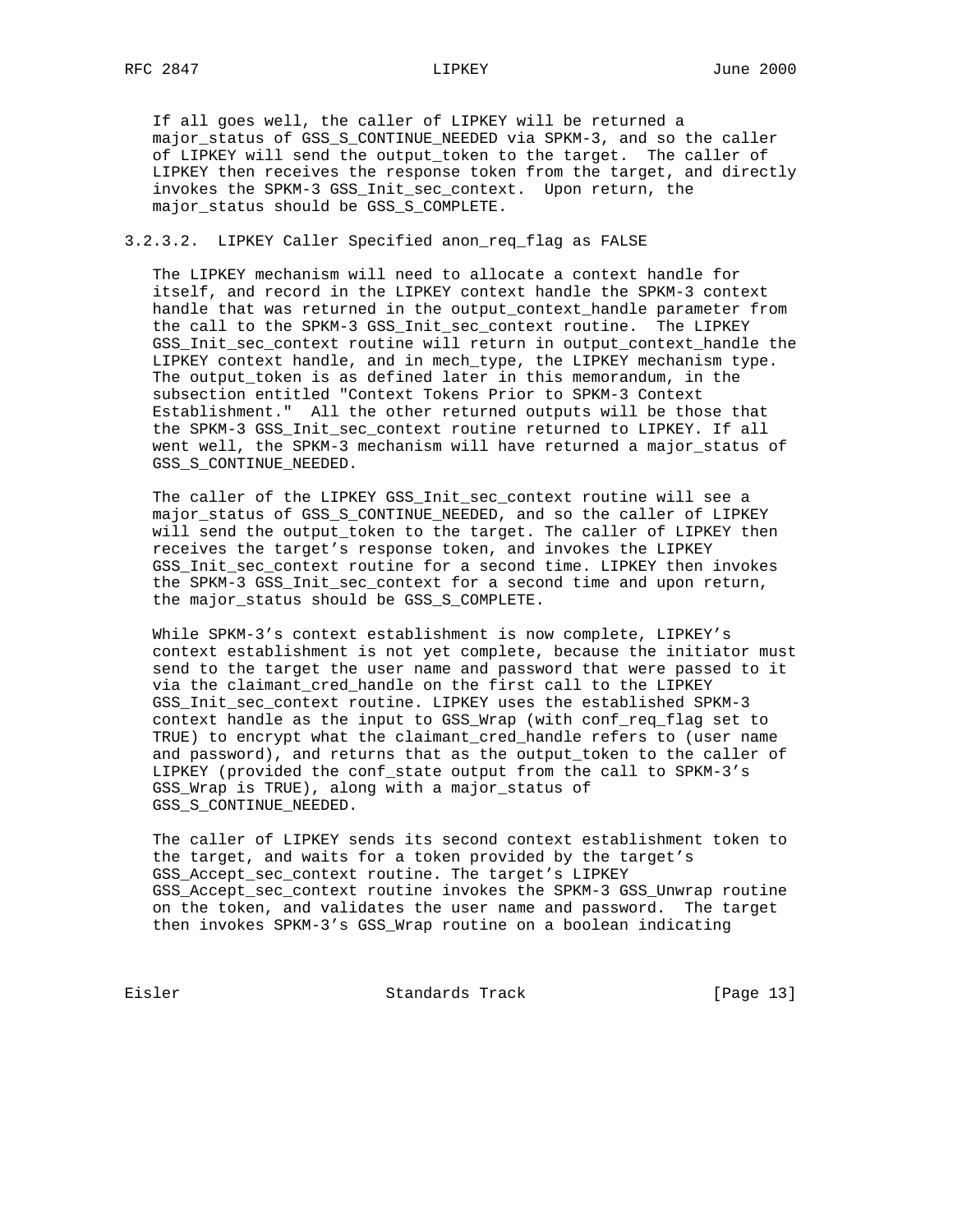If all goes well, the caller of LIPKEY will be returned a major_status of GSS_S_CONTINUE_NEEDED via SPKM-3, and so the caller of LIPKEY will send the output_token to the target. The caller of LIPKEY then receives the response token from the target, and directly invokes the SPKM-3 GSS_Init_sec_context. Upon return, the major_status should be GSS_S_COMPLETE.

### 3.2.3.2. LIPKEY Caller Specified anon_req_flag as FALSE

The LIPKEY mechanism will need to allocate a context handle for itself, and record in the LIPKEY context handle the SPKM-3 context handle that was returned in the output_context_handle parameter from the call to the SPKM-3 GSS_Init_sec_context routine. The LIPKEY GSS_Init_sec_context routine will return in output_context_handle the LIPKEY context handle, and in mech_type, the LIPKEY mechanism type. The output_token is as defined later in this memorandum, in the subsection entitled "Context Tokens Prior to SPKM-3 Context Establishment." All the other returned outputs will be those that the SPKM-3 GSS_Init_sec_context routine returned to LIPKEY. If all went well, the SPKM-3 mechanism will have returned a major_status of GSS_S_CONTINUE_NEEDED.

The caller of the LIPKEY GSS_Init_sec_context routine will see a major_status of GSS_S_CONTINUE_NEEDED, and so the caller of LIPKEY will send the output_token to the target. The caller of LIPKEY then receives the target's response token, and invokes the LIPKEY GSS_Init_sec_context routine for a second time. LIPKEY then invokes the SPKM-3 GSS_Init_sec_context for a second time and upon return, the major_status should be GSS_S_COMPLETE.

While SPKM-3's context establishment is now complete, LIPKEY's context establishment is not yet complete, because the initiator must send to the target the user name and password that were passed to it via the claimant_cred_handle on the first call to the LIPKEY GSS_Init_sec_context routine. LIPKEY uses the established SPKM-3 context handle as the input to GSS_Wrap (with conf_req_flag set to TRUE) to encrypt what the claimant_cred_handle refers to (user name and password), and returns that as the output_token to the caller of LIPKEY (provided the conf_state output from the call to SPKM-3's GSS_Wrap is TRUE), along with a major_status of GSS_S_CONTINUE_NEEDED.

The caller of LIPKEY sends its second context establishment token to the target, and waits for a token provided by the target's GSS_Accept_sec_context routine. The target's LIPKEY GSS_Accept_sec_context routine invokes the SPKM-3 GSS_Unwrap routine on the token, and validates the user name and password. The target then invokes SPKM-3's GSS_Wrap routine on a boolean indicating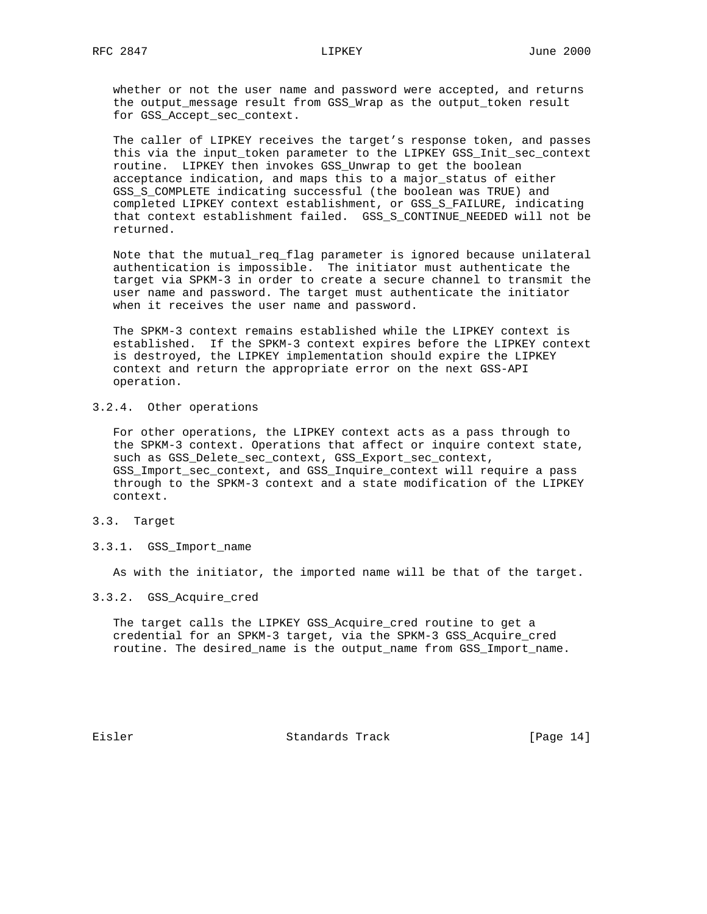whether or not the user name and password were accepted, and returns the output_message result from GSS_Wrap as the output_token result for GSS_Accept_sec_context.

The caller of LIPKEY receives the target's response token, and passes this via the input_token parameter to the LIPKEY GSS_Init_sec_context routine. LIPKEY then invokes GSS_Unwrap to get the boolean acceptance indication, and maps this to a major_status of either GSS_S_COMPLETE indicating successful (the boolean was TRUE) and completed LIPKEY context establishment, or GSS_S_FAILURE, indicating that context establishment failed. GSS_S_CONTINUE_NEEDED will not be returned.

Note that the mutual_req_flag parameter is ignored because unilateral authentication is impossible. The initiator must authenticate the target via SPKM-3 in order to create a secure channel to transmit the user name and password. The target must authenticate the initiator when it receives the user name and password.

The SPKM-3 context remains established while the LIPKEY context is established. If the SPKM-3 context expires before the LIPKEY context is destroyed, the LIPKEY implementation should expire the LIPKEY context and return the appropriate error on the next GSS-API operation.

#### 3.2.4. Other operations

For other operations, the LIPKEY context acts as a pass through to the SPKM-3 context. Operations that affect or inquire context state, such as GSS_Delete_sec_context, GSS_Export_sec_context, GSS_Import_sec_context, and GSS_Inquire_context will require a pass through to the SPKM-3 context and a state modification of the LIPKEY context.

### 3.3. Target

#### 3.3.1. GSS_Import_name

As with the initiator, the imported name will be that of the target.

#### 3.3.2. GSS_Acquire_cred

The target calls the LIPKEY GSS_Acquire_cred routine to get a credential for an SPKM-3 target, via the SPKM-3 GSS_Acquire_cred routine. The desired_name is the output_name from GSS_Import_name.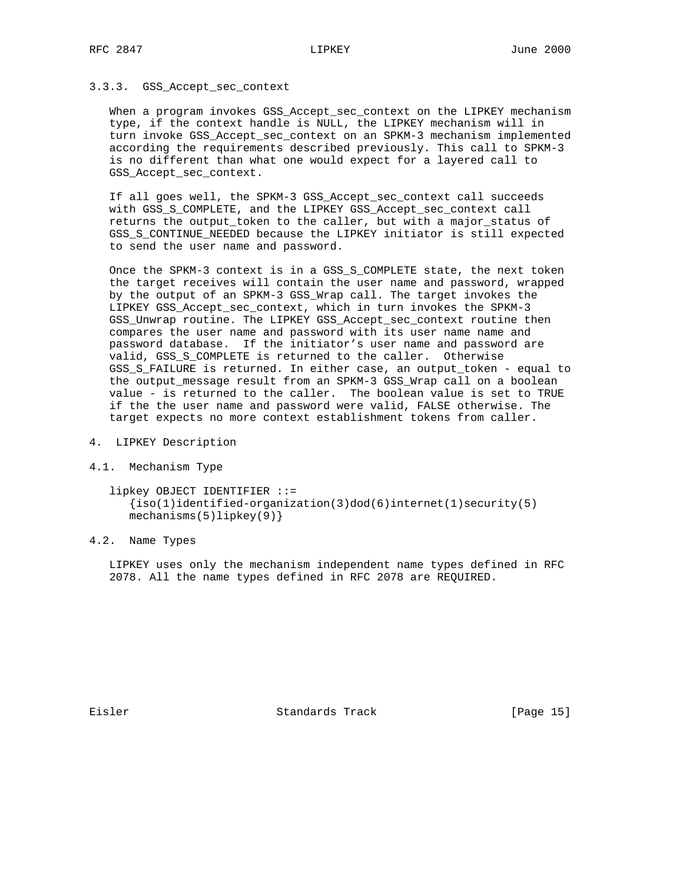### 3.3.3. GSS_Accept_sec_context

When a program invokes GSS_Accept_sec_context on the LIPKEY mechanism type, if the context handle is NULL, the LIPKEY mechanism will in turn invoke GSS_Accept_sec_context on an SPKM-3 mechanism implemented according the requirements described previously. This call to SPKM-3 is no different than what one would expect for a layered call to GSS_Accept_sec_context.

If all goes well, the SPKM-3 GSS_Accept_sec_context call succeeds with GSS_S_COMPLETE, and the LIPKEY GSS_Accept_sec_context call returns the output_token to the caller, but with a major_status of GSS_S_CONTINUE_NEEDED because the LIPKEY initiator is still expected to send the user name and password.

Once the SPKM-3 context is in a GSS_S_COMPLETE state, the next token the target receives will contain the user name and password, wrapped by the output of an SPKM-3 GSS_Wrap call. The target invokes the LIPKEY GSS_Accept_sec_context, which in turn invokes the SPKM-3 GSS_Unwrap routine. The LIPKEY GSS_Accept_sec_context routine then compares the user name and password with its user name name and password database. If the initiator's user name and password are valid, GSS_S_COMPLETE is returned to the caller. Otherwise GSS_S_FAILURE is returned. In either case, an output_token - equal to the output_message result from an SPKM-3 GSS_Wrap call on a boolean value - is returned to the caller. The boolean value is set to TRUE if the the user name and password were valid, FALSE otherwise. The target expects no more context establishment tokens from caller.

# 4. LIPKEY Description

## 4.1. Mechanism Type

```
lipkey OBJECT IDENTIFIER ::=
   {iso(1)identified-organization(3)dod(6)internet(1)security(5)
   mechanisms(5)lipkey(9)}
```

## 4.2. Name Types

LIPKEY uses only the mechanism independent name types defined in RFC 2078. All the name types defined in RFC 2078 are REQUIRED.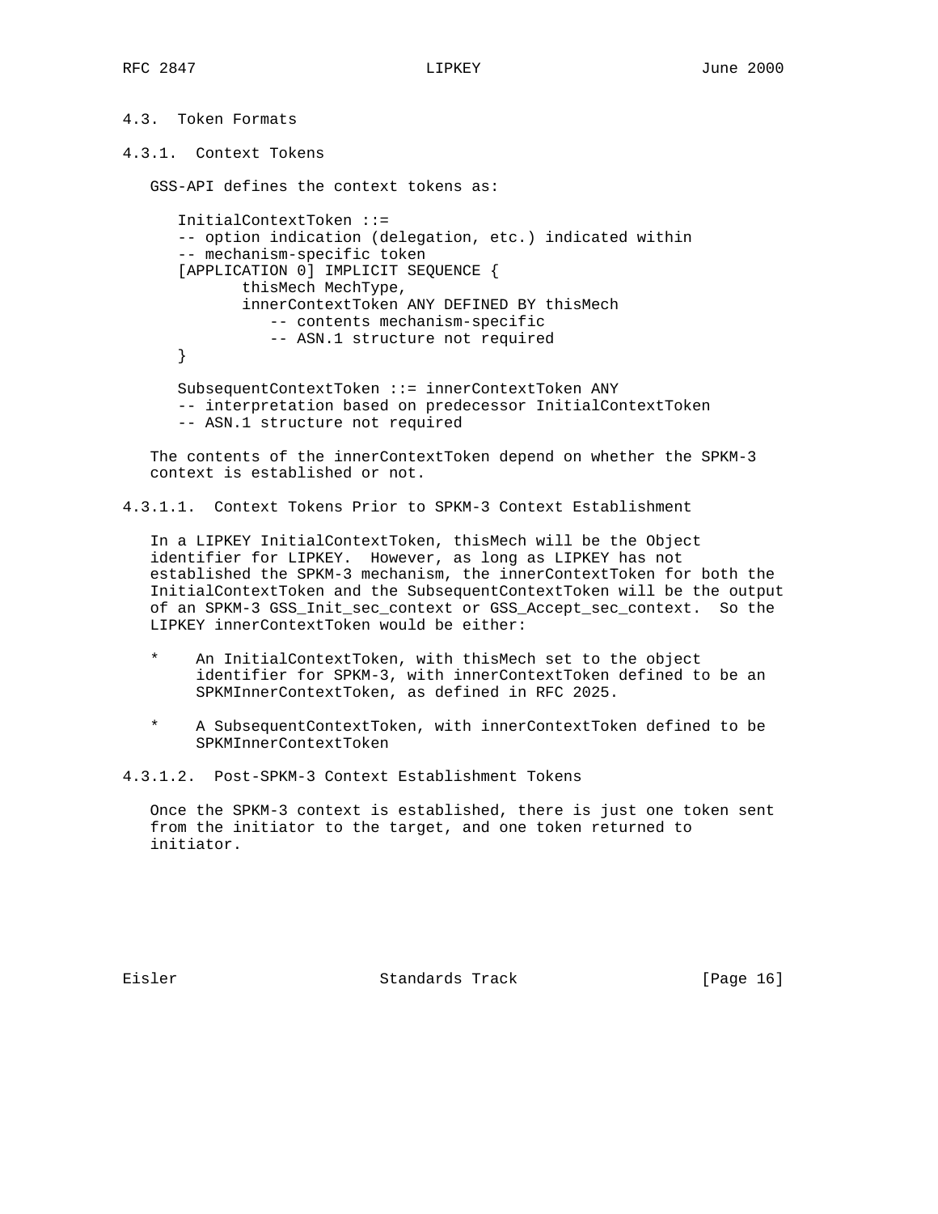### 4.3. Token Formats

#### 4.3.1. Context Tokens

GSS-API defines the context tokens as:

```
InitialContextToken ::=
-- option indication (delegation, etc.) indicated within
-- mechanism-specific token
[APPLICATION 0] IMPLICIT SEQUENCE {
       thisMech MechType,
       innerContextToken ANY DEFINED BY thisMech
          -- contents mechanism-specific
          -- ASN.1 structure not required
}

SubsequentContextToken ::= innerContextToken ANY
-- interpretation based on predecessor InitialContextToken
-- ASN.1 structure not required
```

The contents of the innerContextToken depend on whether the SPKM-3 context is established or not.

##### 4.3.1.1. Context Tokens Prior to SPKM-3 Context Establishment

In a LIPKEY InitialContextToken, thisMech will be the Object identifier for LIPKEY. However, as long as LIPKEY has not established the SPKM-3 mechanism, the innerContextToken for both the InitialContextToken and the SubsequentContextToken will be the output of an SPKM-3 GSS_Init_sec_context or GSS_Accept_sec_context. So the LIPKEY innerContextToken would be either:

* An InitialContextToken, with thisMech set to the object identifier for SPKM-3, with innerContextToken defined to be an SPKMInnerContextToken, as defined in RFC 2025.

* A SubsequentContextToken, with innerContextToken defined to be SPKMInnerContextToken

##### 4.3.1.2. Post-SPKM-3 Context Establishment Tokens

Once the SPKM-3 context is established, there is just one token sent from the initiator to the target, and one token returned to initiator.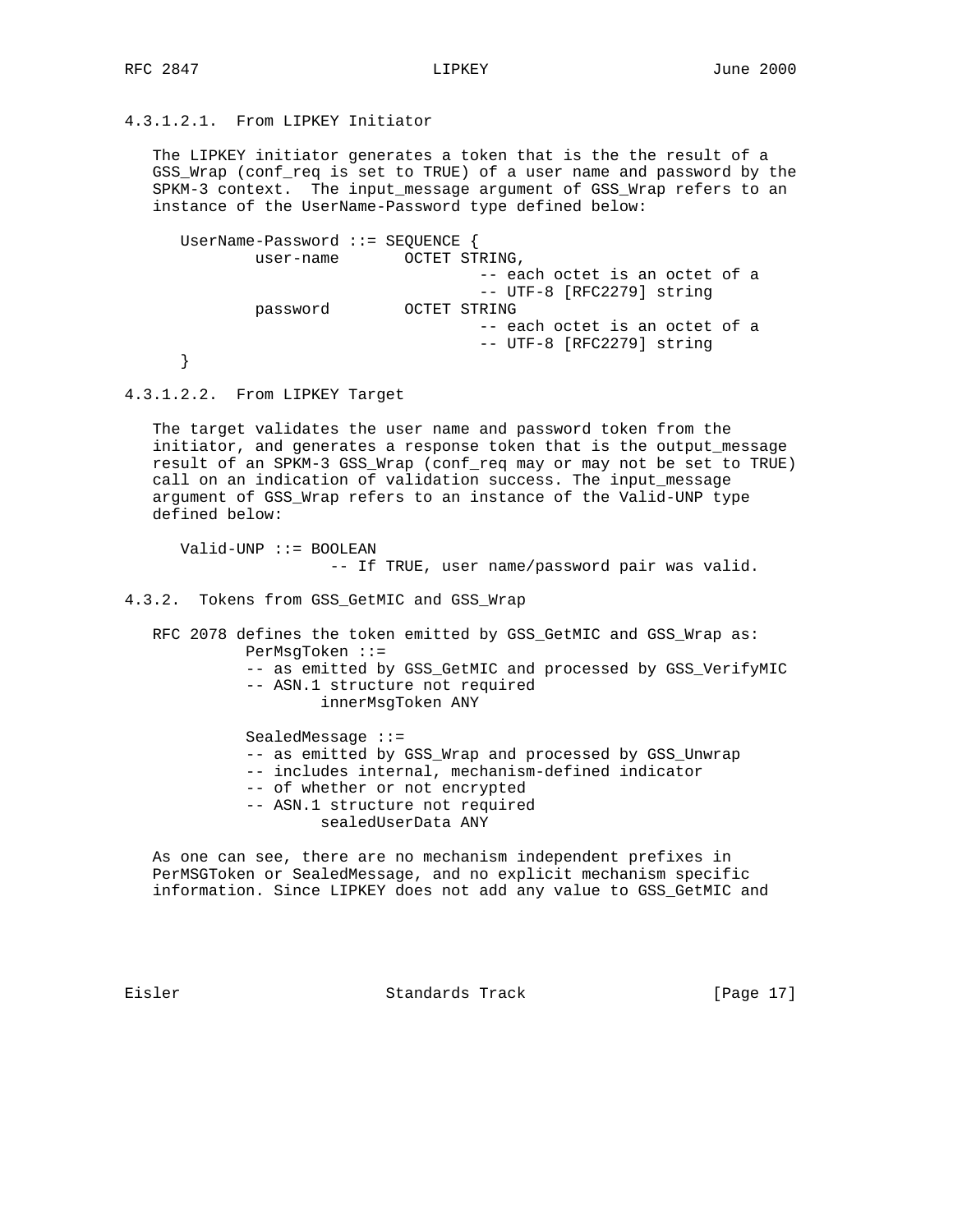#### 4.3.1.2.1. From LIPKEY Initiator

The LIPKEY initiator generates a token that is the the result of a GSS_Wrap (conf_req is set to TRUE) of a user name and password by the SPKM-3 context. The input_message argument of GSS_Wrap refers to an instance of the UserName-Password type defined below:

```
UserName-Password ::= SEQUENCE {
        user-name       OCTET STRING,
                                -- each octet is an octet of a
                                -- UTF-8 [RFC2279] string
        password        OCTET STRING
                                -- each octet is an octet of a
                                -- UTF-8 [RFC2279] string
}
```

#### 4.3.1.2.2. From LIPKEY Target

The target validates the user name and password token from the initiator, and generates a response token that is the output_message result of an SPKM-3 GSS_Wrap (conf_req may or may not be set to TRUE) call on an indication of validation success. The input_message argument of GSS_Wrap refers to an instance of the Valid-UNP type defined below:

```
Valid-UNP ::= BOOLEAN
                -- If TRUE, user name/password pair was valid.
```

### 4.3.2. Tokens from GSS_GetMIC and GSS_Wrap

RFC 2078 defines the token emitted by GSS_GetMIC and GSS_Wrap as:

```
PerMsgToken ::=
-- as emitted by GSS_GetMIC and processed by GSS_VerifyMIC
-- ASN.1 structure not required
        innerMsgToken ANY

SealedMessage ::=
-- as emitted by GSS_Wrap and processed by GSS_Unwrap
-- includes internal, mechanism-defined indicator
-- of whether or not encrypted
-- ASN.1 structure not required
        sealedUserData ANY
```

As one can see, there are no mechanism independent prefixes in PerMSGToken or SealedMessage, and no explicit mechanism specific information. Since LIPKEY does not add any value to GSS_GetMIC and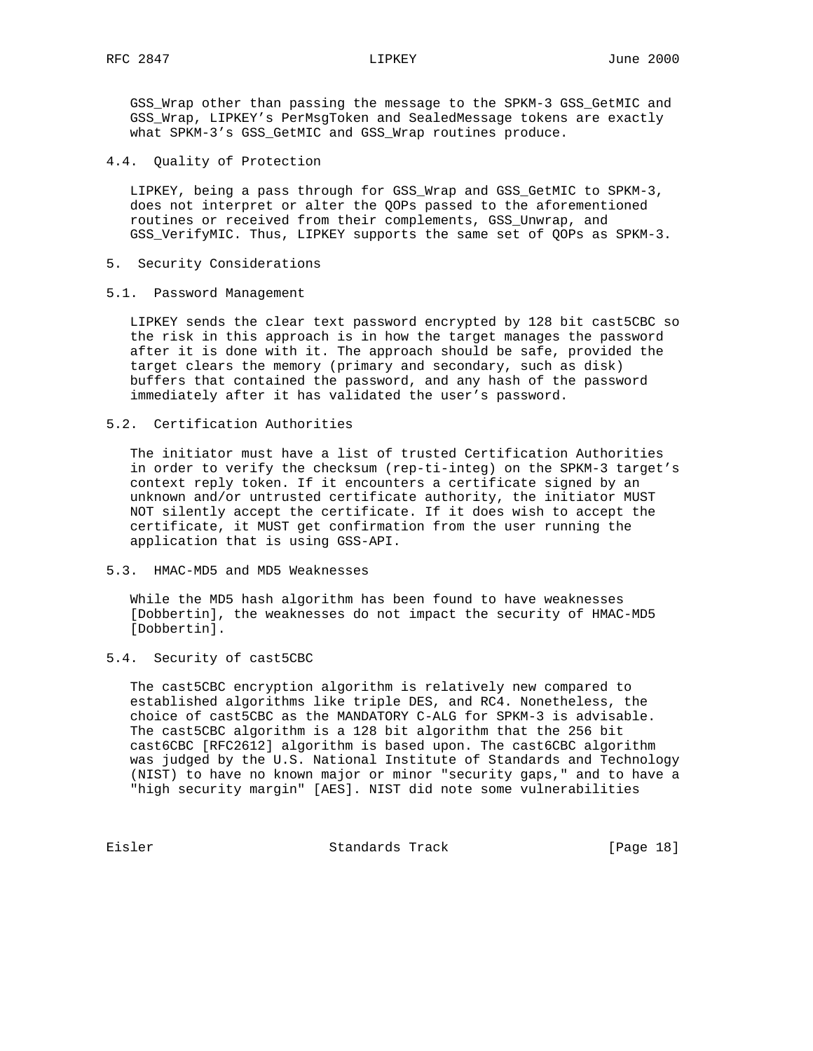GSS_Wrap other than passing the message to the SPKM-3 GSS_GetMIC and GSS_Wrap, LIPKEY's PerMsgToken and SealedMessage tokens are exactly what SPKM-3's GSS_GetMIC and GSS_Wrap routines produce.

### 4.4. Quality of Protection

LIPKEY, being a pass through for GSS_Wrap and GSS_GetMIC to SPKM-3, does not interpret or alter the QOPs passed to the aforementioned routines or received from their complements, GSS_Unwrap, and GSS_VerifyMIC. Thus, LIPKEY supports the same set of QOPs as SPKM-3.

## 5. Security Considerations

### 5.1. Password Management

LIPKEY sends the clear text password encrypted by 128 bit cast5CBC so the risk in this approach is in how the target manages the password after it is done with it. The approach should be safe, provided the target clears the memory (primary and secondary, such as disk) buffers that contained the password, and any hash of the password immediately after it has validated the user's password.

### 5.2. Certification Authorities

The initiator must have a list of trusted Certification Authorities in order to verify the checksum (rep-ti-integ) on the SPKM-3 target's context reply token. If it encounters a certificate signed by an unknown and/or untrusted certificate authority, the initiator MUST NOT silently accept the certificate. If it does wish to accept the certificate, it MUST get confirmation from the user running the application that is using GSS-API.

### 5.3. HMAC-MD5 and MD5 Weaknesses

While the MD5 hash algorithm has been found to have weaknesses [Dobbertin], the weaknesses do not impact the security of HMAC-MD5 [Dobbertin].

### 5.4. Security of cast5CBC

The cast5CBC encryption algorithm is relatively new compared to established algorithms like triple DES, and RC4. Nonetheless, the choice of cast5CBC as the MANDATORY C-ALG for SPKM-3 is advisable. The cast5CBC algorithm is a 128 bit algorithm that the 256 bit cast6CBC [RFC2612] algorithm is based upon. The cast6CBC algorithm was judged by the U.S. National Institute of Standards and Technology (NIST) to have no known major or minor "security gaps," and to have a "high security margin" [AES]. NIST did note some vulnerabilities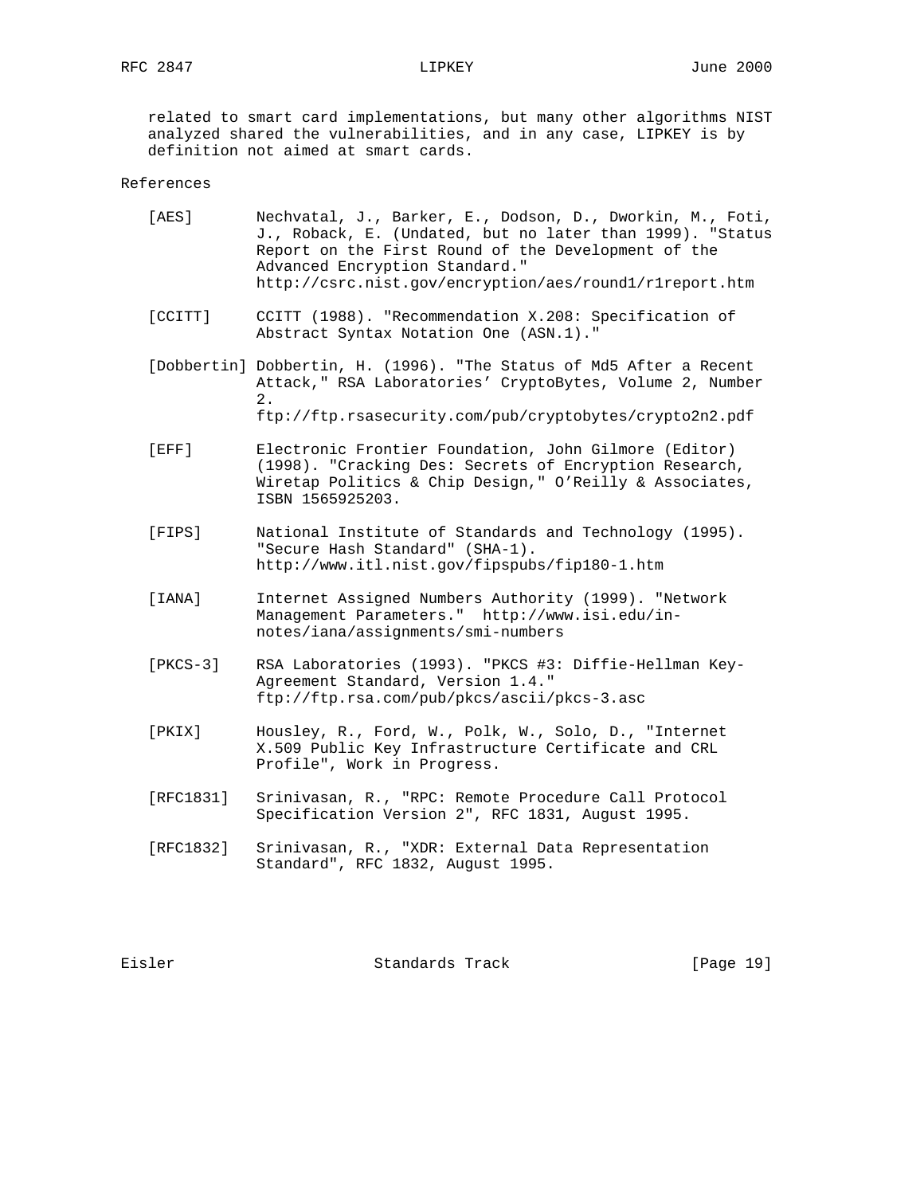related to smart card implementations, but many other algorithms NIST analyzed shared the vulnerabilities, and in any case, LIPKEY is by definition not aimed at smart cards.

## References

[AES] Nechvatal, J., Barker, E., Dodson, D., Dworkin, M., Foti, J., Roback, E. (Undated, but no later than 1999). "Status Report on the First Round of the Development of the Advanced Encryption Standard." http://csrc.nist.gov/encryption/aes/round1/r1report.htm

[CCITT] CCITT (1988). "Recommendation X.208: Specification of Abstract Syntax Notation One (ASN.1)."

[Dobbertin] Dobbertin, H. (1996). "The Status of Md5 After a Recent Attack," RSA Laboratories' CryptoBytes, Volume 2, Number 2. ftp://ftp.rsasecurity.com/pub/cryptobytes/crypto2n2.pdf

[EFF] Electronic Frontier Foundation, John Gilmore (Editor) (1998). "Cracking Des: Secrets of Encryption Research, Wiretap Politics & Chip Design," O'Reilly & Associates, ISBN 1565925203.

[FIPS] National Institute of Standards and Technology (1995). "Secure Hash Standard" (SHA-1). http://www.itl.nist.gov/fipspubs/fip180-1.htm

[IANA] Internet Assigned Numbers Authority (1999). "Network Management Parameters." http://www.isi.edu/in-notes/iana/assignments/smi-numbers

[PKCS-3] RSA Laboratories (1993). "PKCS #3: Diffie-Hellman Key-Agreement Standard, Version 1.4." ftp://ftp.rsa.com/pub/pkcs/ascii/pkcs-3.asc

[PKIX] Housley, R., Ford, W., Polk, W., Solo, D., "Internet X.509 Public Key Infrastructure Certificate and CRL Profile", Work in Progress.

[RFC1831] Srinivasan, R., "RPC: Remote Procedure Call Protocol Specification Version 2", RFC 1831, August 1995.

[RFC1832] Srinivasan, R., "XDR: External Data Representation Standard", RFC 1832, August 1995.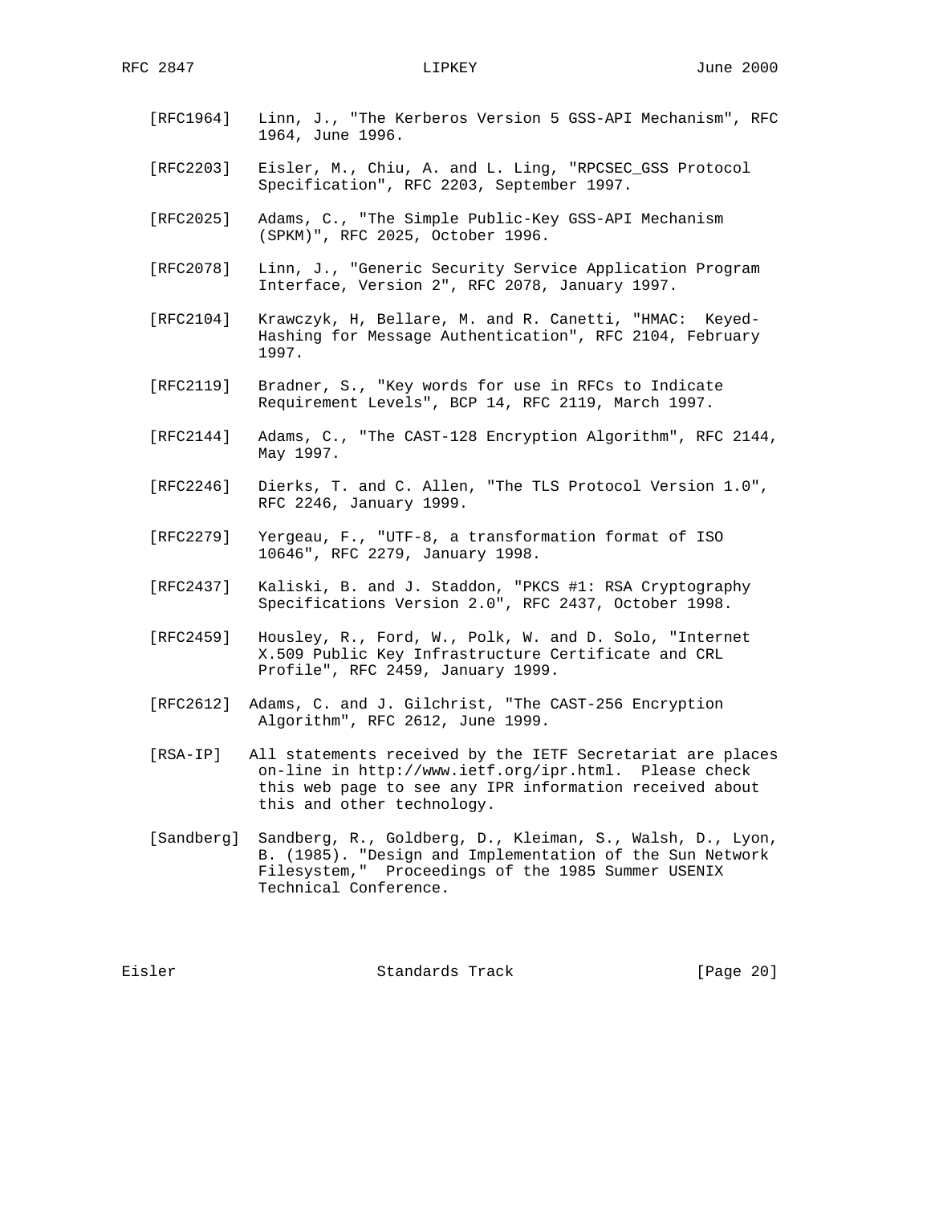[RFC1964] Linn, J., "The Kerberos Version 5 GSS-API Mechanism", RFC 1964, June 1996.

[RFC2203] Eisler, M., Chiu, A. and L. Ling, "RPCSEC_GSS Protocol Specification", RFC 2203, September 1997.

[RFC2025] Adams, C., "The Simple Public-Key GSS-API Mechanism (SPKM)", RFC 2025, October 1996.

[RFC2078] Linn, J., "Generic Security Service Application Program Interface, Version 2", RFC 2078, January 1997.

[RFC2104] Krawczyk, H, Bellare, M. and R. Canetti, "HMAC: Keyed-Hashing for Message Authentication", RFC 2104, February 1997.

[RFC2119] Bradner, S., "Key words for use in RFCs to Indicate Requirement Levels", BCP 14, RFC 2119, March 1997.

[RFC2144] Adams, C., "The CAST-128 Encryption Algorithm", RFC 2144, May 1997.

[RFC2246] Dierks, T. and C. Allen, "The TLS Protocol Version 1.0", RFC 2246, January 1999.

[RFC2279] Yergeau, F., "UTF-8, a transformation format of ISO 10646", RFC 2279, January 1998.

[RFC2437] Kaliski, B. and J. Staddon, "PKCS #1: RSA Cryptography Specifications Version 2.0", RFC 2437, October 1998.

[RFC2459] Housley, R., Ford, W., Polk, W. and D. Solo, "Internet X.509 Public Key Infrastructure Certificate and CRL Profile", RFC 2459, January 1999.

[RFC2612] Adams, C. and J. Gilchrist, "The CAST-256 Encryption Algorithm", RFC 2612, June 1999.

[RSA-IP] All statements received by the IETF Secretariat are places on-line in http://www.ietf.org/ipr.html. Please check this web page to see any IPR information received about this and other technology.

[Sandberg] Sandberg, R., Goldberg, D., Kleiman, S., Walsh, D., Lyon, B. (1985). "Design and Implementation of the Sun Network Filesystem," Proceedings of the 1985 Summer USENIX Technical Conference.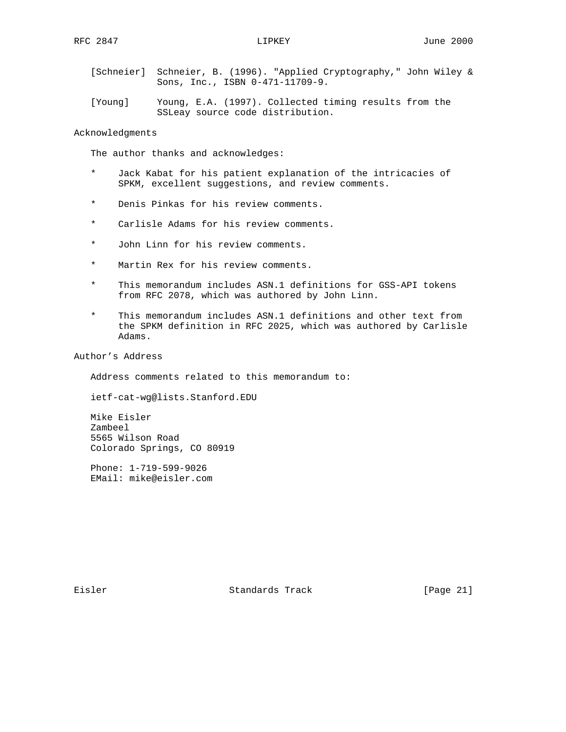[Schneier] Schneier, B. (1996). "Applied Cryptography," John Wiley & Sons, Inc., ISBN 0-471-11709-9.

[Young] Young, E.A. (1997). Collected timing results from the SSLeay source code distribution.

## Acknowledgments

The author thanks and acknowledges:

* Jack Kabat for his patient explanation of the intricacies of SPKM, excellent suggestions, and review comments.

* Denis Pinkas for his review comments.

* Carlisle Adams for his review comments.

* John Linn for his review comments.

* Martin Rex for his review comments.

* This memorandum includes ASN.1 definitions for GSS-API tokens from RFC 2078, which was authored by John Linn.

* This memorandum includes ASN.1 definitions and other text from the SPKM definition in RFC 2025, which was authored by Carlisle Adams.

## Author's Address

Address comments related to this memorandum to:

ietf-cat-wg@lists.Stanford.EDU

Mike Eisler
Zambeel
5565 Wilson Road
Colorado Springs, CO 80919

Phone: 1-719-599-9026
EMail: mike@eisler.com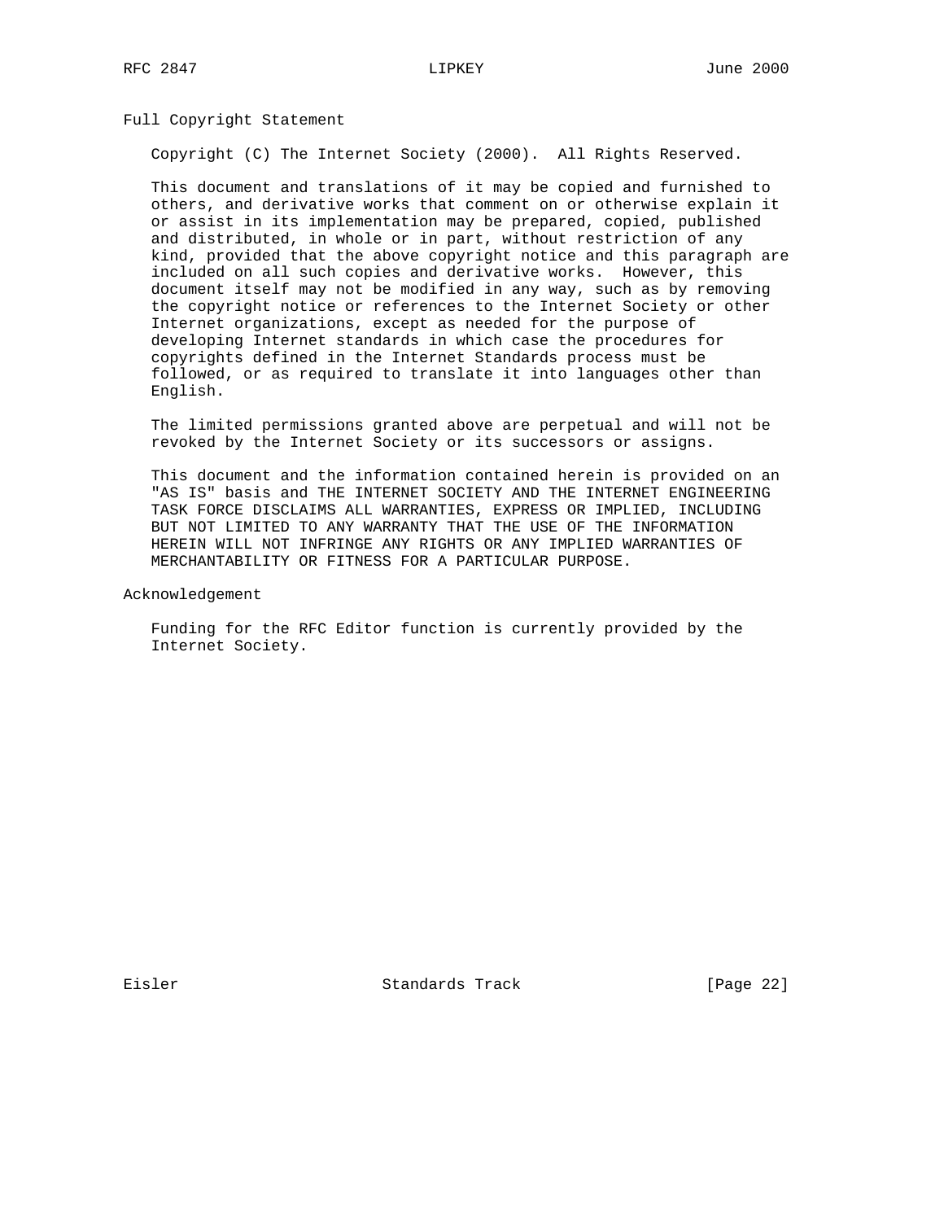## Full Copyright Statement

Copyright (C) The Internet Society (2000). All Rights Reserved.

This document and translations of it may be copied and furnished to others, and derivative works that comment on or otherwise explain it or assist in its implementation may be prepared, copied, published and distributed, in whole or in part, without restriction of any kind, provided that the above copyright notice and this paragraph are included on all such copies and derivative works. However, this document itself may not be modified in any way, such as by removing the copyright notice or references to the Internet Society or other Internet organizations, except as needed for the purpose of developing Internet standards in which case the procedures for copyrights defined in the Internet Standards process must be followed, or as required to translate it into languages other than English.

The limited permissions granted above are perpetual and will not be revoked by the Internet Society or its successors or assigns.

This document and the information contained herein is provided on an "AS IS" basis and THE INTERNET SOCIETY AND THE INTERNET ENGINEERING TASK FORCE DISCLAIMS ALL WARRANTIES, EXPRESS OR IMPLIED, INCLUDING BUT NOT LIMITED TO ANY WARRANTY THAT THE USE OF THE INFORMATION HEREIN WILL NOT INFRINGE ANY RIGHTS OR ANY IMPLIED WARRANTIES OF MERCHANTABILITY OR FITNESS FOR A PARTICULAR PURPOSE.

## Acknowledgement

Funding for the RFC Editor function is currently provided by the Internet Society.